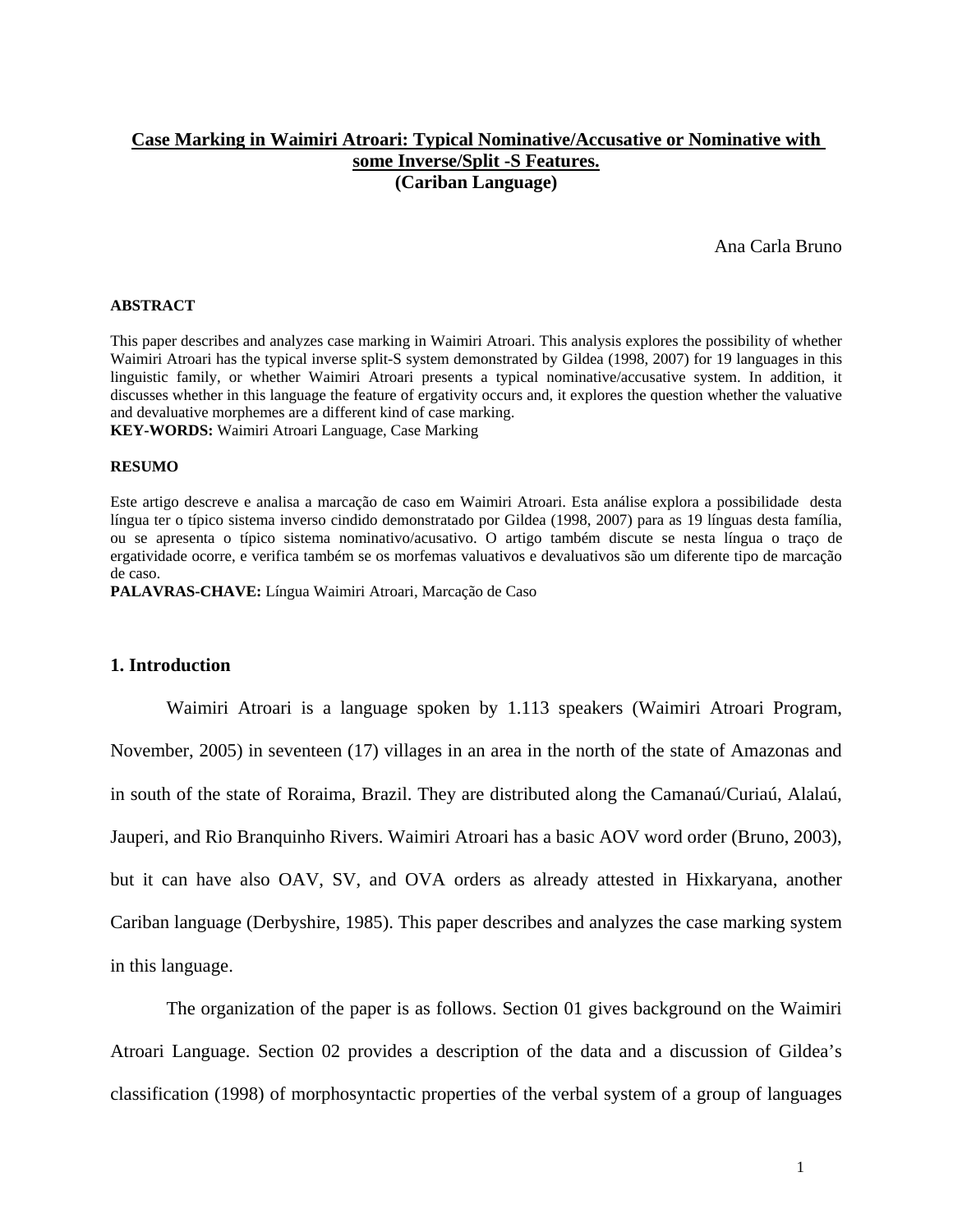# Case Marking in Waimiri Atroari: Typical Nominative/Accusative or Nominative with some Inverse/Split -S Features. (Cariban Language)

Ana Carla Bruno

**ABSTRACT**

This paper describes and analyzes case marking in Waimiri Atroari. This analysis explores the possibility of whether Waimiri Atroari has the typical inverse split-S system demonstrated by Gildea (1998, 2007) for 19 languages in this linguistic family, or whether Waimiri Atroari presents a typical nominative/accusative system. In addition, it discusses whether in this language the feature of ergativity occurs and, it explores the question whether the valuative and devaluative morphemes are a different kind of case marking.

**KEY-WORDS:** Waimiri Atroari Language, Case Marking

**RESUMO**

Este artigo descreve e analisa a marcação de caso em Waimiri Atroari. Esta análise explora a possibilidade desta língua ter o típico sistema inverso cindido demonstratado por Gildea (1998, 2007) para as 19 línguas desta família, ou se apresenta o típico sistema nominativo/acusativo. O artigo também discute se nesta língua o traço de ergatividade ocorre, e verifica também se os morfemas valuativos e devaluativos são um diferente tipo de marcação de caso.

**PALAVRAS-CHAVE:** Língua Waimiri Atroari, Marcação de Caso

## 1. Introduction

Waimiri Atroari is a language spoken by 1.113 speakers (Waimiri Atroari Program, November, 2005) in seventeen (17) villages in an area in the north of the state of Amazonas and in south of the state of Roraima, Brazil. They are distributed along the Camanaú/Curiaú, Alalaú, Jauperi, and Rio Branquinho Rivers. Waimiri Atroari has a basic AOV word order (Bruno, 2003), but it can have also OAV, SV, and OVA orders as already attested in Hixkaryana, another Cariban language (Derbyshire, 1985). This paper describes and analyzes the case marking system in this language.

The organization of the paper is as follows. Section 01 gives background on the Waimiri Atroari Language. Section 02 provides a description of the data and a discussion of Gildea's classification (1998) of morphosyntactic properties of the verbal system of a group of languages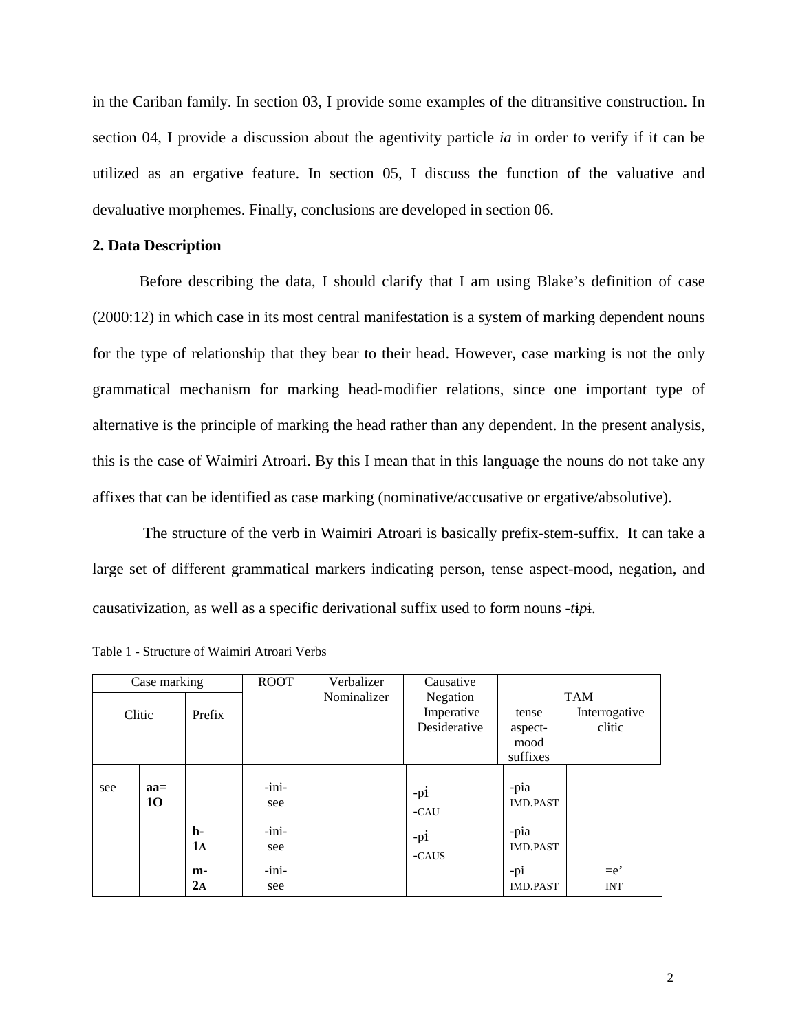in the Cariban family. In section 03, I provide some examples of the ditransitive construction. In section 04, I provide a discussion about the agentivity particle *ia* in order to verify if it can be utilized as an ergative feature. In section 05, I discuss the function of the valuative and devaluative morphemes. Finally, conclusions are developed in section 06.

**2. Data Description**

Before describing the data, I should clarify that I am using Blake's definition of case (2000:12) in which case in its most central manifestation is a system of marking dependent nouns for the type of relationship that they bear to their head. However, case marking is not the only grammatical mechanism for marking head-modifier relations, since one important type of alternative is the principle of marking the head rather than any dependent. In the present analysis, this is the case of Waimiri Atroari. By this I mean that in this language the nouns do not take any affixes that can be identified as case marking (nominative/accusative or ergative/absolutive).

The structure of the verb in Waimiri Atroari is basically prefix-stem-suffix. It can take a large set of different grammatical markers indicating person, tense aspect-mood, negation, and causativization, as well as a specific derivational suffix used to form nouns *-tɨpɨ*.

Table 1 - Structure of Waimiri Atroari Verbs

| Case marking | | | ROOT | Verbalizer Nominalizer | Causative Negation Imperative Desiderative | TAM | |
|---|---|---|---|---|---|---|---|
| Clitic | | Prefix | | | | tense aspect-mood suffixes | Interrogative clitic |
| see | **aa=** **1O** | | -ini- see | | -pɨ -CAU | -pia IMD.PAST | |
| | | **h-** **1A** | -ini- see | | -pɨ -CAUS | -pia IMD.PAST | |
| | | **m-** **2A** | -ini- see | | | -pi IMD.PAST | =e' INT |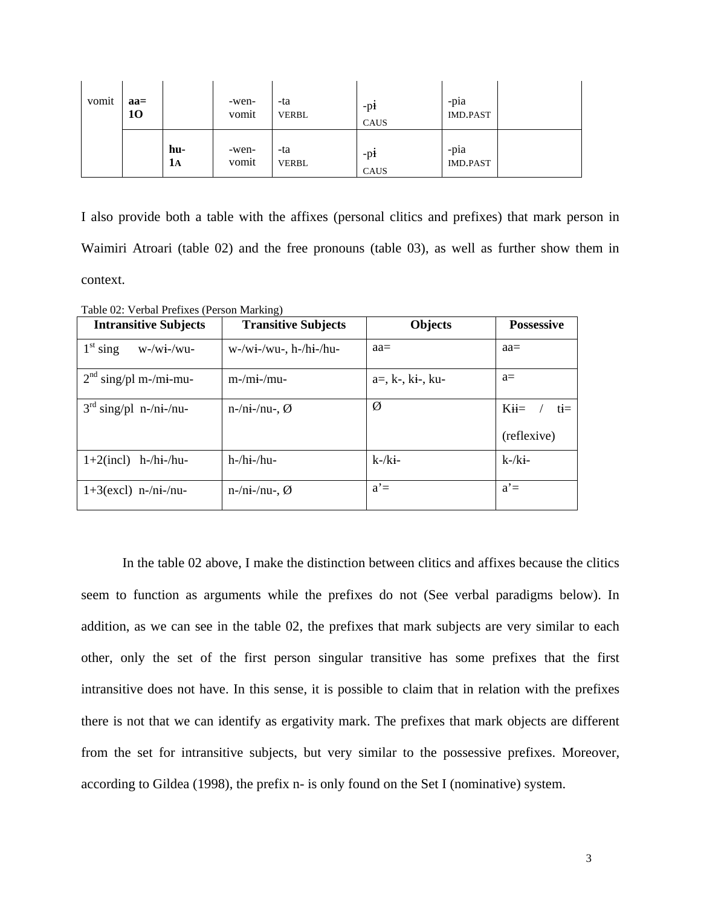| vomit | **aa=** **1O** | | -wen- vomit | -ta VERBL | -pɨ CAUS | -pia IMD.PAST | |
|---|---|---|---|---|---|---|---|
| | | **hu-** **1A** | -wen- vomit | -ta VERBL | -pɨ CAUS | -pia IMD.PAST | |

I also provide both a table with the affixes (personal clitics and prefixes) that mark person in Waimiri Atroari (table 02) and the free pronouns (table 03), as well as further show them in context.

Table 02: Verbal Prefixes (Person Marking)

| Intransitive Subjects | Transitive Subjects | Objects | Possessive |
|---|---|---|---|
| 1st sing w-/wɨ-/wu- | w-/wɨ-/wu-, h-/hɨ-/hu- | aa= | aa= |
| 2nd sing/pl m-/mɨ-mu- | m-/mɨ-/mu- | a=, k-, kɨ-, ku- | a= |
| 3rd sing/pl n-/nɨ-/nu- | n-/nɨ-/nu-, Ø | Ø | Kɨɨ= / tɨ= (reflexive) |
| 1+2(incl) h-/hɨ-/hu- | h-/hɨ-/hu- | k-/kɨ- | k-/kɨ- |
| 1+3(excl) n-/nɨ-/nu- | n-/nɨ-/nu-, Ø | a'= | a'= |

In the table 02 above, I make the distinction between clitics and affixes because the clitics seem to function as arguments while the prefixes do not (See verbal paradigms below). In addition, as we can see in the table 02, the prefixes that mark subjects are very similar to each other, only the set of the first person singular transitive has some prefixes that the first intransitive does not have. In this sense, it is possible to claim that in relation with the prefixes there is not that we can identify as ergativity mark. The prefixes that mark objects are different from the set for intransitive subjects, but very similar to the possessive prefixes. Moreover, according to Gildea (1998), the prefix n- is only found on the Set I (nominative) system.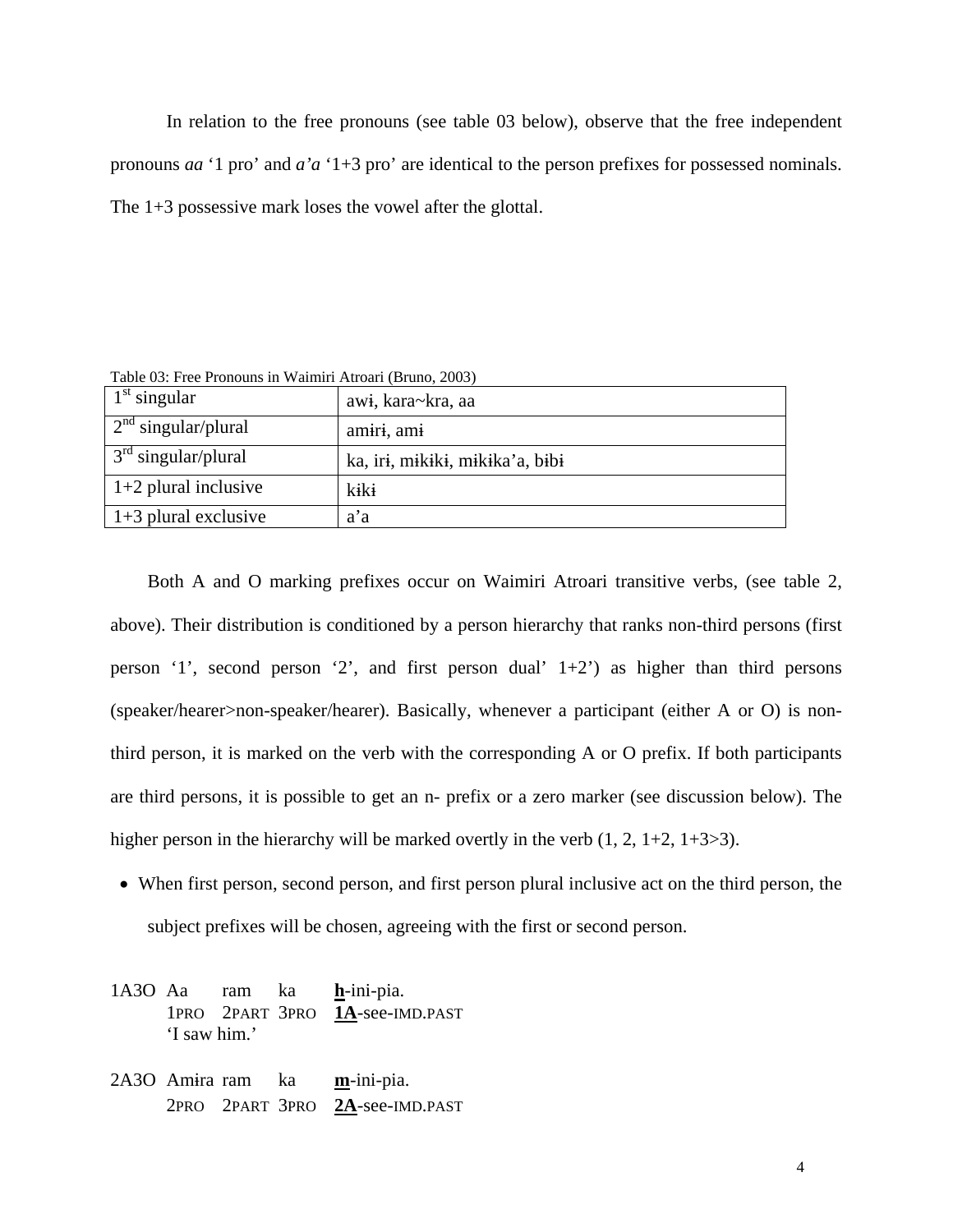In relation to the free pronouns (see table 03 below), observe that the free independent pronouns *aa* '1 pro' and *a'a* '1+3 pro' are identical to the person prefixes for possessed nominals. The 1+3 possessive mark loses the vowel after the glottal.

Table 03: Free Pronouns in Waimiri Atroari (Bruno, 2003)

| | |
|---|---|
| 1st singular | awɨ, kara~kra, aa |
| 2nd singular/plural | amɨrɨ, amɨ |
| 3rd singular/plural | ka, irɨ, mɨkɨkɨ, mɨkɨka'a, bɨbɨ |
| 1+2 plural inclusive | kɨkɨ |
| 1+3 plural exclusive | a'a |

Both A and O marking prefixes occur on Waimiri Atroari transitive verbs, (see table 2, above). Their distribution is conditioned by a person hierarchy that ranks non-third persons (first person '1', second person '2', and first person dual' 1+2') as higher than third persons (speaker/hearer>non-speaker/hearer). Basically, whenever a participant (either A or O) is non-third person, it is marked on the verb with the corresponding A or O prefix. If both participants are third persons, it is possible to get an n- prefix or a zero marker (see discussion below). The higher person in the hierarchy will be marked overtly in the verb (1, 2, 1+2, 1+3>3).

- When first person, second person, and first person plural inclusive act on the third person, the subject prefixes will be chosen, agreeing with the first or second person.

```
1A3O  Aa     ram    ka     h-ini-pia.
      1PRO   2PART  3PRO   1A-see-IMD.PAST
      'I saw him.'

2A3O  Amɨra  ram    ka     m-ini-pia.
      2PRO   2PART  3PRO   2A-see-IMD.PAST
```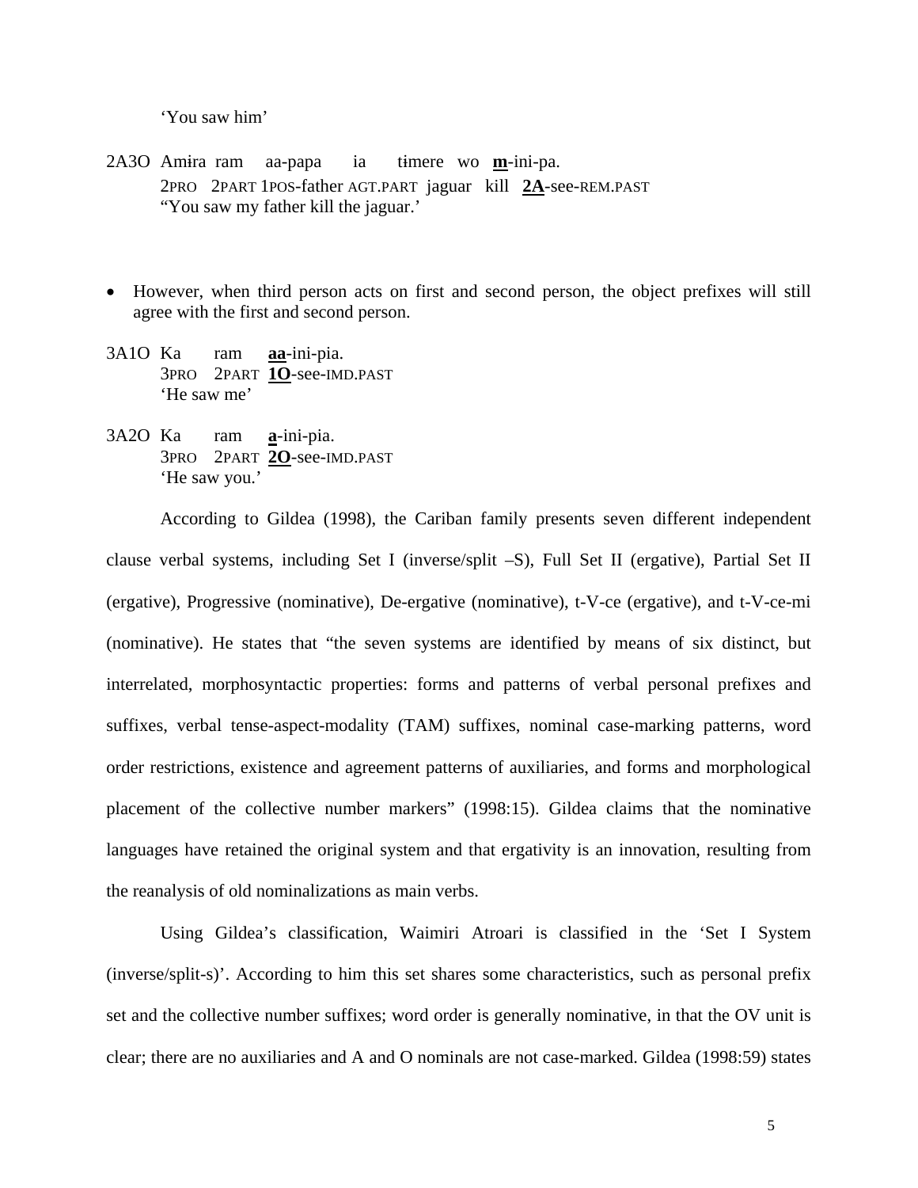'You saw him'

2A3O Amɨra ram aa-papa ia tɨmere wo **m**-ini-pa.
2PRO 2PART 1POS-father AGT.PART jaguar kill **2A**-see-REM.PAST
"You saw my father kill the jaguar.'

- However, when third person acts on first and second person, the object prefixes will still agree with the first and second person.

3A1O Ka ram **aa**-ini-pia.
3PRO 2PART **1O**-see-IMD.PAST
'He saw me'

3A2O Ka ram **a**-ini-pia.
3PRO 2PART **2O**-see-IMD.PAST
'He saw you.'

According to Gildea (1998), the Cariban family presents seven different independent clause verbal systems, including Set I (inverse/split –S), Full Set II (ergative), Partial Set II (ergative), Progressive (nominative), De-ergative (nominative), t-V-ce (ergative), and t-V-ce-mi (nominative). He states that "the seven systems are identified by means of six distinct, but interrelated, morphosyntactic properties: forms and patterns of verbal personal prefixes and suffixes, verbal tense-aspect-modality (TAM) suffixes, nominal case-marking patterns, word order restrictions, existence and agreement patterns of auxiliaries, and forms and morphological placement of the collective number markers" (1998:15). Gildea claims that the nominative languages have retained the original system and that ergativity is an innovation, resulting from the reanalysis of old nominalizations as main verbs.

Using Gildea's classification, Waimiri Atroari is classified in the 'Set I System (inverse/split-s)'. According to him this set shares some characteristics, such as personal prefix set and the collective number suffixes; word order is generally nominative, in that the OV unit is clear; there are no auxiliaries and A and O nominals are not case-marked. Gildea (1998:59) states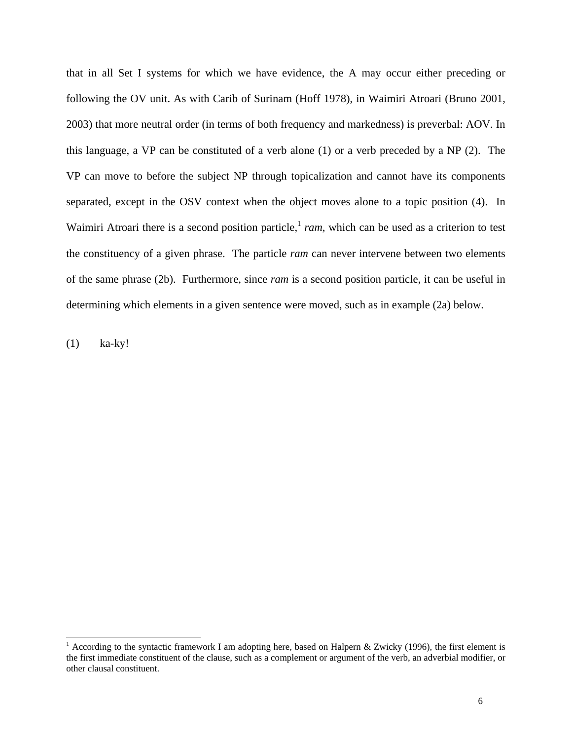that in all Set I systems for which we have evidence, the A may occur either preceding or following the OV unit. As with Carib of Surinam (Hoff 1978), in Waimiri Atroari (Bruno 2001, 2003) that more neutral order (in terms of both frequency and markedness) is preverbal: AOV. In this language, a VP can be constituted of a verb alone (1) or a verb preceded by a NP (2). The VP can move to before the subject NP through topicalization and cannot have its components separated, except in the OSV context when the object moves alone to a topic position (4). In Waimiri Atroari there is a second position particle,[1] *ram*, which can be used as a criterion to test the constituency of a given phrase. The particle *ram* can never intervene between two elements of the same phrase (2b). Furthermore, since *ram* is a second position particle, it can be useful in determining which elements in a given sentence were moved, such as in example (2a) below.

(1) ka-ky!

[1] According to the syntactic framework I am adopting here, based on Halpern & Zwicky (1996), the first element is the first immediate constituent of the clause, such as a complement or argument of the verb, an adverbial modifier, or other clausal constituent.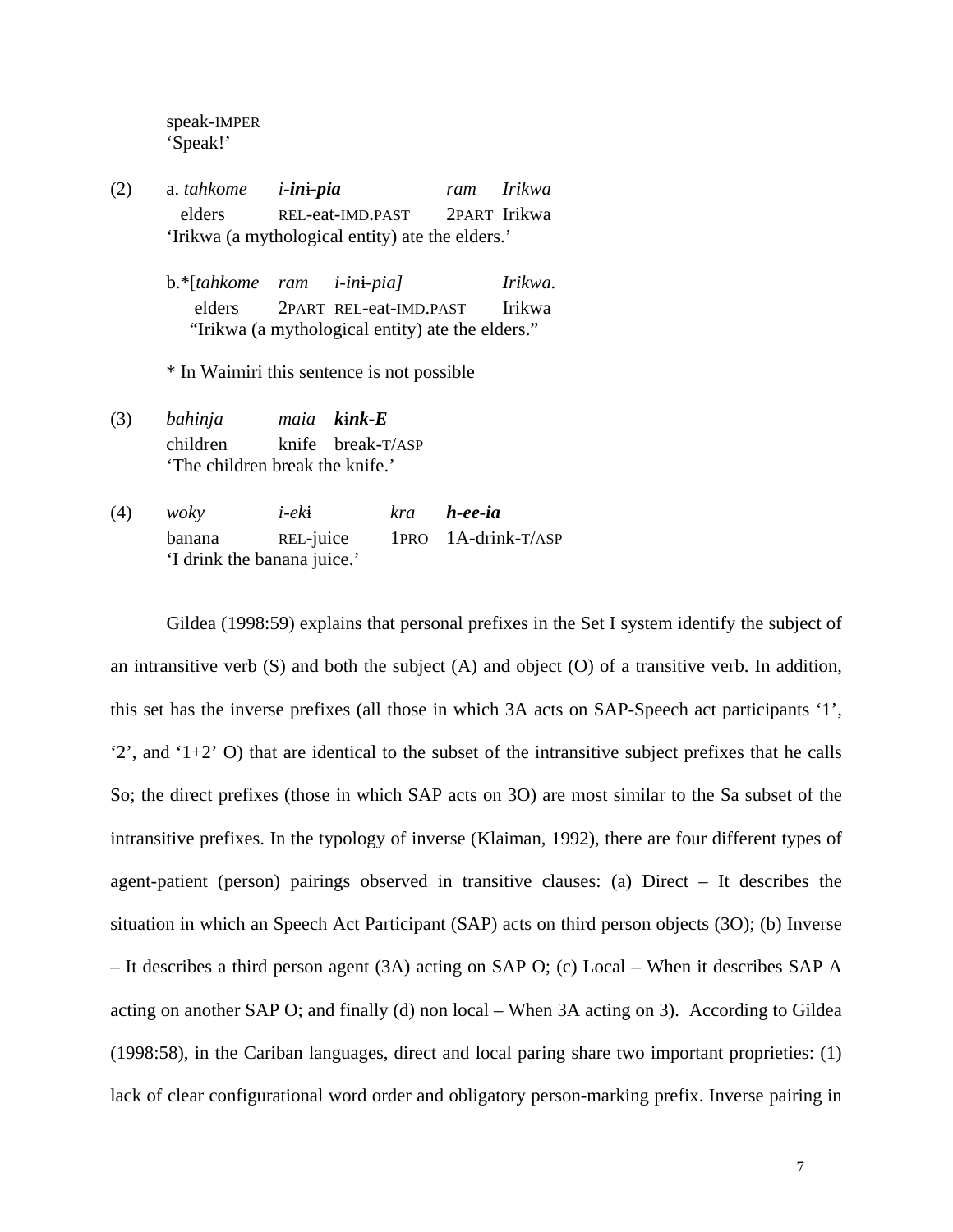speak-IMPER
'Speak!'

(2) a. *tahkome* ***i-inɨ-pia*** *ram* *Irikwa*
elders REL-eat-IMD.PAST 2PART Irikwa
'Irikwa (a mythological entity) ate the elders.'

b.*[*tahkome* *ram* *i-inɨ-pia]* *Irikwa.*
elders 2PART REL-eat-IMD.PAST Irikwa
"Irikwa (a mythological entity) ate the elders."

\* In Waimiri this sentence is not possible

(3) *bahinja* *maia* ***kɨnk-E***
children knife break-T/ASP
'The children break the knife.'

(4) *woky* *i-ekɨ* *kra* ***h-ee-ia***
banana REL-juice 1PRO 1A-drink-T/ASP
'I drink the banana juice.'

Gildea (1998:59) explains that personal prefixes in the Set I system identify the subject of an intransitive verb (S) and both the subject (A) and object (O) of a transitive verb. In addition, this set has the inverse prefixes (all those in which 3A acts on SAP-Speech act participants '1', '2', and '1+2' O) that are identical to the subset of the intransitive subject prefixes that he calls So; the direct prefixes (those in which SAP acts on 3O) are most similar to the Sa subset of the intransitive prefixes. In the typology of inverse (Klaiman, 1992), there are four different types of agent-patient (person) pairings observed in transitive clauses: (a) <u>Direct</u> – It describes the situation in which an Speech Act Participant (SAP) acts on third person objects (3O); (b) Inverse – It describes a third person agent (3A) acting on SAP O; (c) Local – When it describes SAP A acting on another SAP O; and finally (d) non local – When 3A acting on 3). According to Gildea (1998:58), in the Cariban languages, direct and local paring share two important proprieties: (1) lack of clear configurational word order and obligatory person-marking prefix. Inverse pairing in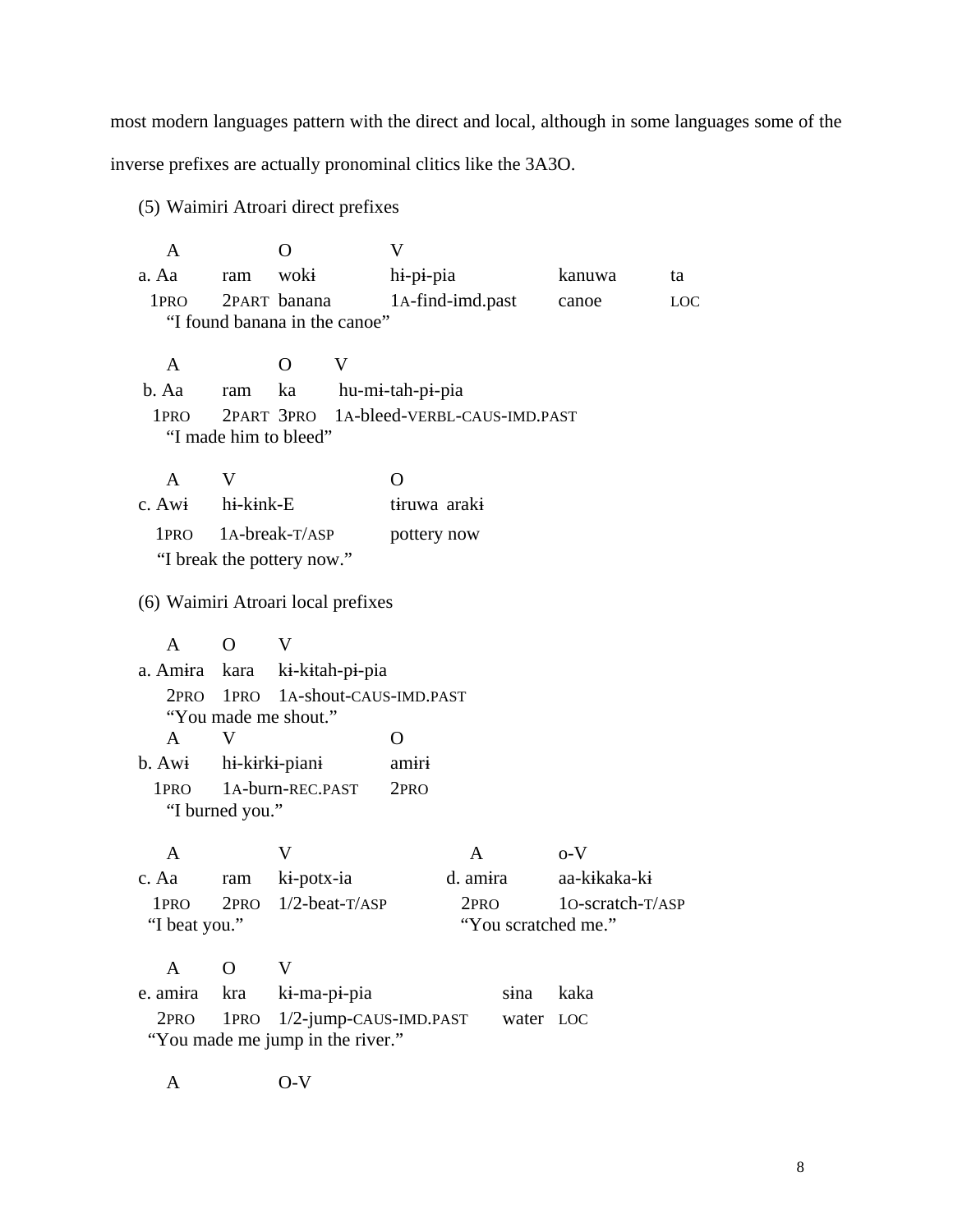most modern languages pattern with the direct and local, although in some languages some of the inverse prefixes are actually pronominal clitics like the 3A3O.

(5) Waimiri Atroari direct prefixes

```
   A            O            V
a. Aa     ram   wokɨ         hɨ-pɨ-pia          kanuwa     ta
   1PRO   2PART banana       1A-find-imd.past   canoe      LOC
   "I found banana in the canoe"

   A            O      V
b. Aa     ram   ka     hu-mɨ-tah-pɨ-pia
   1PRO   2PART 3PRO   1A-bleed-VERBL-CAUS-IMD.PAST
   "I made him to bleed"

   A      V                 O
c. Awɨ    hɨ-kɨnk-E         tɨruwa  arakɨ
   1PRO   1A-break-T/ASP    pottery now
   "I break the pottery now."
```

(6) Waimiri Atroari local prefixes

```
   A      O      V
a. Amɨra  kara   kɨ-kɨtah-pɨ-pia
   2PRO   1PRO   1A-shout-CAUS-IMD.PAST
   "You made me shout."

   A      V                 O
b. Awɨ    hɨ-kɨrkɨ-pianɨ    amɨrɨ
   1PRO   1A-burn-REC.PAST  2PRO
   "I burned you."

   A            V                     A         o-V
c. Aa     ram   kɨ-potx-ia         d. amɨra     aa-kɨkaka-kɨ
   1PRO   2PRO  1/2-beat-T/ASP        2PRO      1O-scratch-T/ASP
   "I beat you."                      "You scratched me."

   A      O      V
e. amɨra  kra    kɨ-ma-pɨ-pia                sɨna   kaka
   2PRO   1PRO   1/2-jump-CAUS-IMD.PAST      water  LOC
   "You made me jump in the river."

   A             O-V
```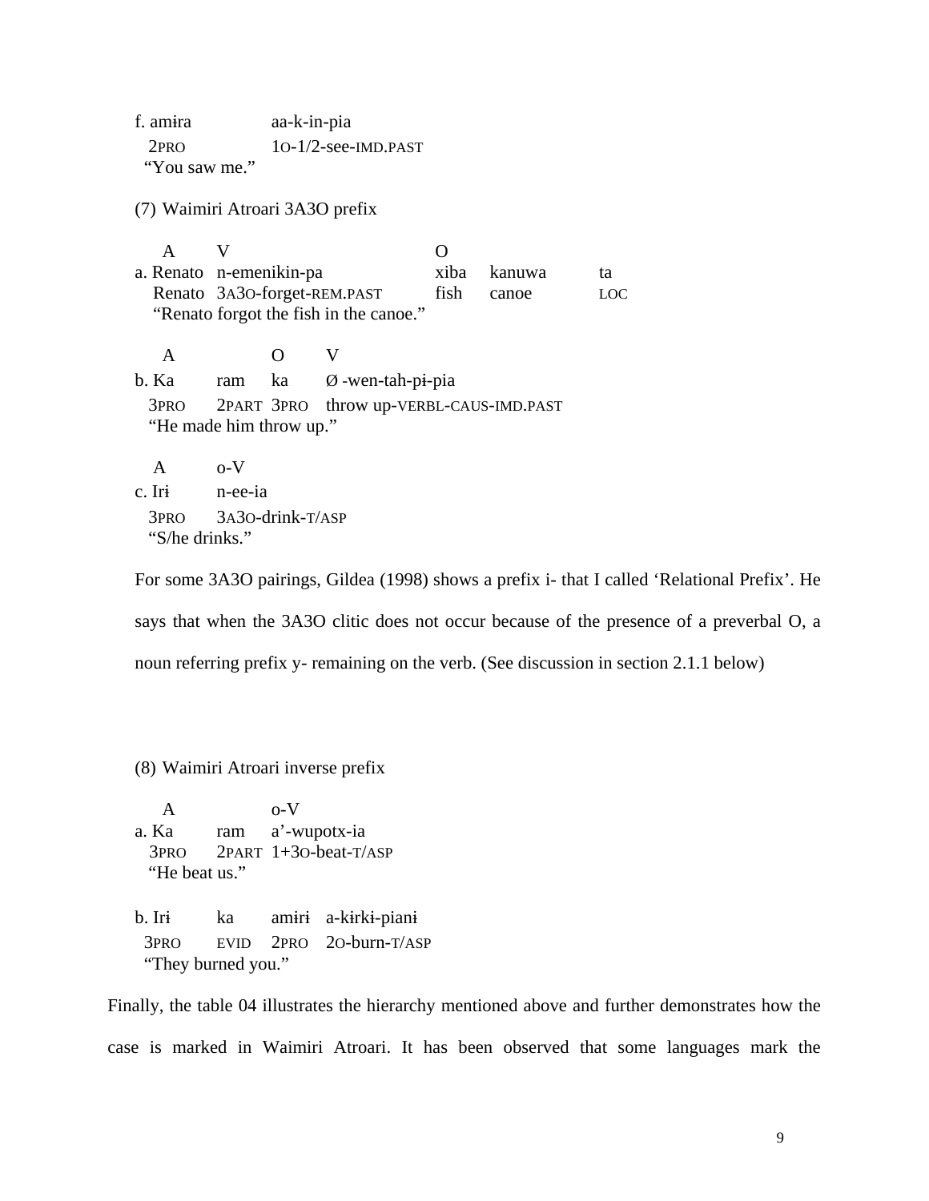f. amɨra &nbsp;&nbsp;&nbsp;&nbsp;&nbsp;&nbsp;&nbsp;&nbsp; aa-k-in-pia
&nbsp;&nbsp;&nbsp;2PRO &nbsp;&nbsp;&nbsp;&nbsp;&nbsp;&nbsp;&nbsp;&nbsp;&nbsp;&nbsp; 1O-1/2-see-IMD.PAST
&nbsp;&nbsp;"You saw me."

(7) Waimiri Atroari 3A3O prefix

| | A | V | O | | |
|---|---|---|---|---|---|
| a. | Renato | n-emenikin-pa | xiba | kanuwa | ta |
| | Renato | 3A3O-forget-REM.PAST | fish | canoe | LOC |

&nbsp;&nbsp;&nbsp;"Renato forgot the fish in the canoe."

| | A | | O | V |
|---|---|---|---|---|
| b. | Ka | ram | ka | Ø -wen-tah-pɨ-pia |
| | 3PRO | 2PART | 3PRO | throw up-VERBL-CAUS-IMD.PAST |

&nbsp;&nbsp;&nbsp;"He made him throw up."

| | A | o-V |
|---|---|---|
| c. | Irɨ | n-ee-ia |
| | 3PRO | 3A3O-drink-T/ASP |

&nbsp;&nbsp;&nbsp;"S/he drinks."

For some 3A3O pairings, Gildea (1998) shows a prefix i- that I called 'Relational Prefix'. He says that when the 3A3O clitic does not occur because of the presence of a preverbal O, a noun referring prefix y- remaining on the verb. (See discussion in section 2.1.1 below)

(8) Waimiri Atroari inverse prefix

| | A | | o-V |
|---|---|---|---|
| a. | Ka | ram | a'-wupotx-ia |
| | 3PRO | 2PART | 1+3O-beat-T/ASP |

&nbsp;&nbsp;&nbsp;"He beat us."

| | | | | |
|---|---|---|---|---|
| b. | Irɨ | ka | amɨrɨ | a-kɨrkɨ-pianɨ |
| | 3PRO | EVID | 2PRO | 2O-burn-T/ASP |

&nbsp;&nbsp;&nbsp;"They burned you."

Finally, the table 04 illustrates the hierarchy mentioned above and further demonstrates how the case is marked in Waimiri Atroari. It has been observed that some languages mark the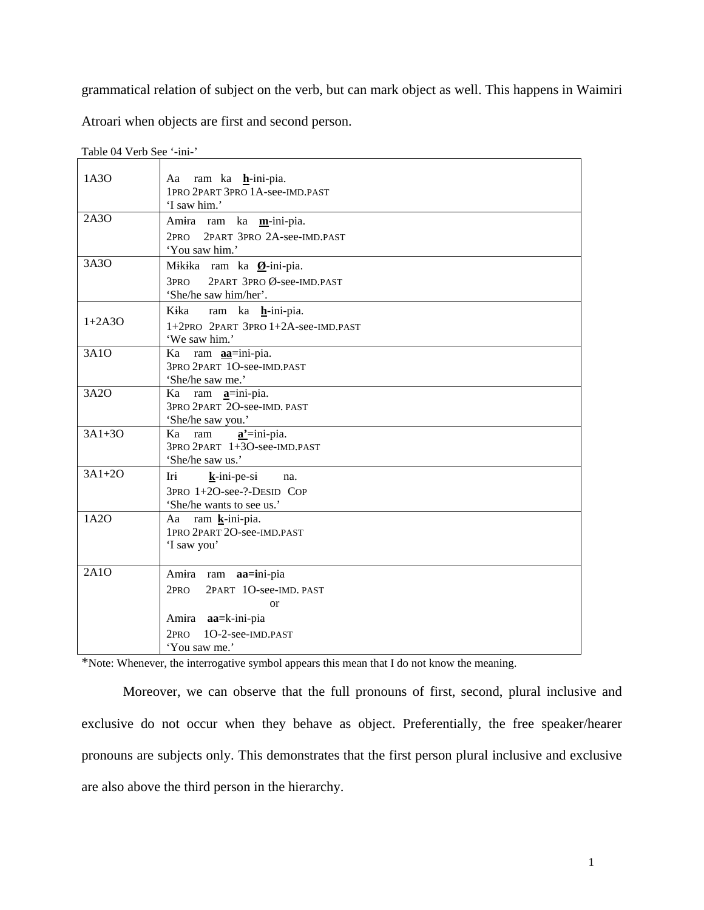grammatical relation of subject on the verb, but can mark object as well. This happens in Waimiri Atroari when objects are first and second person.

Table 04 Verb See '-ini-'

| | |
|---|---|
| 1A3O | Aa ram ka **h**-ini-pia.<br>1PRO 2PART 3PRO 1A-see-IMD.PAST<br>'I saw him.' |
| 2A3O | Amɨra ram ka **m**-ini-pia.<br>2PRO 2PART 3PRO 2A-see-IMD.PAST<br>'You saw him.' |
| 3A3O | Mikɨka ram ka **Ø**-ini-pia.<br>3PRO 2PART 3PRO Ø-see-IMD.PAST<br>'She/he saw him/her'. |
| 1+2A3O | Kɨka ram ka **h**-ini-pia.<br>1+2PRO 2PART 3PRO 1+2A-see-IMD.PAST<br>'We saw him.' |
| 3A1O | Ka ram **aa**=ini-pia.<br>3PRO 2PART 1O-see-IMD.PAST<br>'She/he saw me.' |
| 3A2O | Ka ram **a**=ini-pia.<br>3PRO 2PART 2O-see-IMD. PAST<br>'She/he saw you.' |
| 3A1+3O | Ka ram **a'**=ini-pia.<br>3PRO 2PART 1+3O-see-IMD.PAST<br>'She/he saw us.' |
| 3A1+2O | Irɨ **k**-ini-pe-sɨ na.<br>3PRO 1+2O-see-?-DESID COP<br>'She/he wants to see us.' |
| 1A2O | Aa ram **k**-ini-pia.<br>1PRO 2PART 2O-see-IMD.PAST<br>'I saw you' |
| 2A1O | Amɨra ram **aa=i**ni-pia<br>2PRO 2PART 1O-see-IMD. PAST<br>or<br>Amɨra **aa=**k-ini-pia<br>2PRO 1O-2-see-IMD.PAST<br>'You saw me.' |

*Note: Whenever, the interrogative symbol appears this mean that I do not know the meaning.

Moreover, we can observe that the full pronouns of first, second, plural inclusive and exclusive do not occur when they behave as object. Preferentially, the free speaker/hearer pronouns are subjects only. This demonstrates that the first person plural inclusive and exclusive are also above the third person in the hierarchy.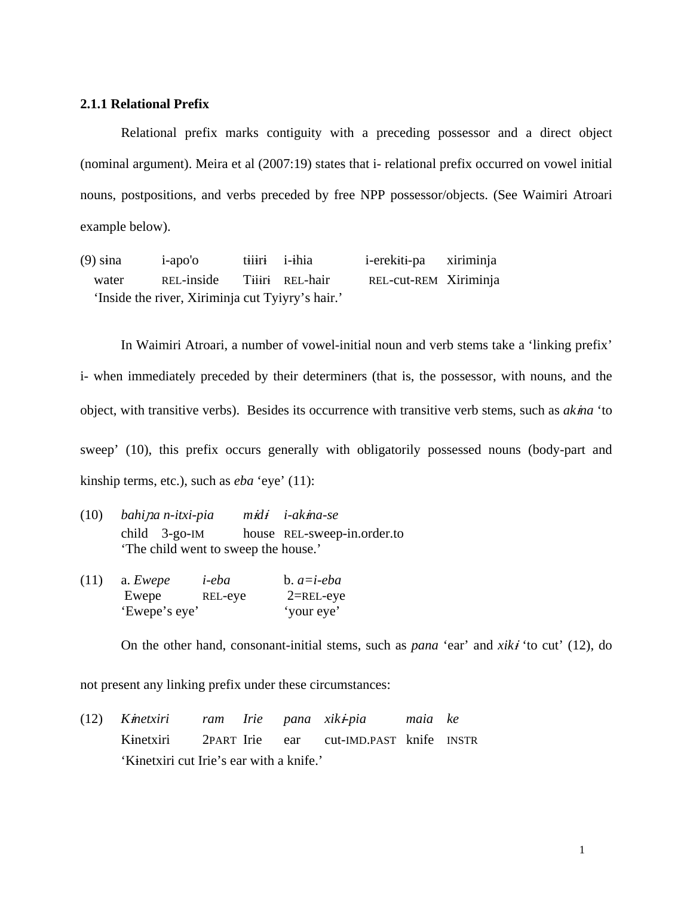### 2.1.1 Relational Prefix

Relational prefix marks contiguity with a preceding possessor and a direct object (nominal argument). Meira et al (2007:19) states that i- relational prefix occurred on vowel initial nouns, postpositions, and verbs preceded by free NPP possessor/objects. (See Waimiri Atroari example below).

(9) sɨna i-apo'o tɨiɨrɨ i-ɨhia i-erekɨtɨ-pa xiriminja
water REL-inside Tɨiɨrɨ REL-hair REL-cut-REM Xiriminja
'Inside the river, Xiriminja cut Tyiyry's hair.'

In Waimiri Atroari, a number of vowel-initial noun and verb stems take a 'linking prefix' i- when immediately preceded by their determiners (that is, the possessor, with nouns, and the object, with transitive verbs). Besides its occurrence with transitive verb stems, such as *akɨna* 'to sweep' (10), this prefix occurs generally with obligatorily possessed nouns (body-part and kinship terms, etc.), such as *eba* 'eye' (11):

(10) *bahiɲa n-itxi-pia mɨdɨ i-akɨna-se*
child 3-go-IM house REL-sweep-in.order.to
'The child went to sweep the house.'

(11) a. *Ewepe i-eba* b. *a=i-eba*
Ewepe REL-eye 2=REL-eye
'Ewepe's eye' 'your eye'

On the other hand, consonant-initial stems, such as *pana* 'ear' and *xikɨ* 'to cut' (12), do not present any linking prefix under these circumstances:

(12) *Kɨnetxiri ram Irie pana xikɨ-pia maia ke*
Kɨnetxiri 2PART Irie ear cut-IMD.PAST knife INSTR
'Kɨnetxiri cut Irie's ear with a knife.'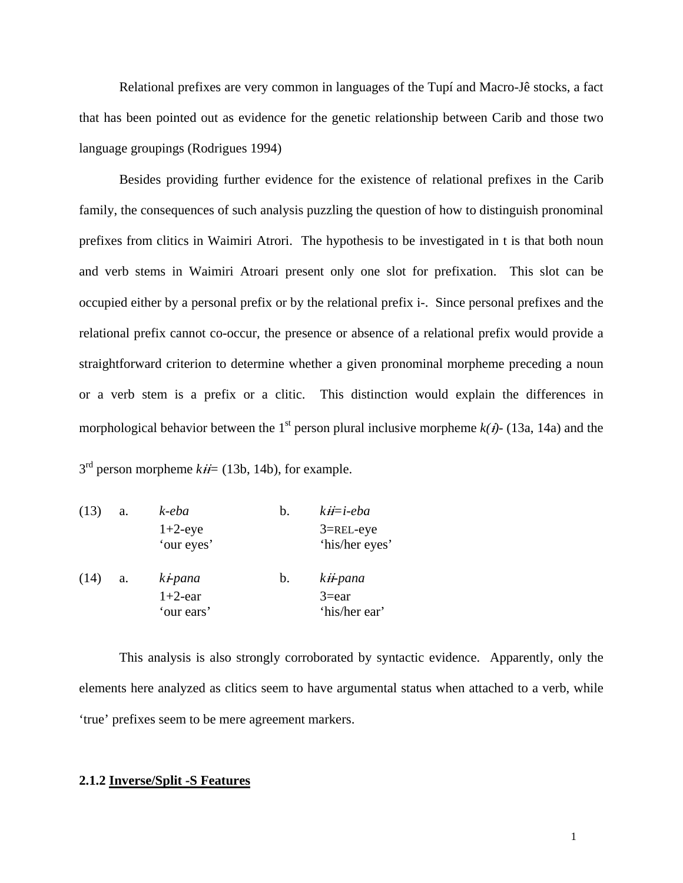Relational prefixes are very common in languages of the Tupí and Macro-Jê stocks, a fact that has been pointed out as evidence for the genetic relationship between Carib and those two language groupings (Rodrigues 1994)

Besides providing further evidence for the existence of relational prefixes in the Carib family, the consequences of such analysis puzzling the question of how to distinguish pronominal prefixes from clitics in Waimiri Atrori. The hypothesis to be investigated in t is that both noun and verb stems in Waimiri Atroari present only one slot for prefixation. This slot can be occupied either by a personal prefix or by the relational prefix i-. Since personal prefixes and the relational prefix cannot co-occur, the presence or absence of a relational prefix would provide a straightforward criterion to determine whether a given pronominal morpheme preceding a noun or a verb stem is a prefix or a clitic. This distinction would explain the differences in morphological behavior between the 1st person plural inclusive morpheme *k(ɨ)-* (13a, 14a) and the 3rd person morpheme *kɨɨ=* (13b, 14b), for example.

| | | | | |
|---|---|---|---|---|
| (13) | a. | *k-eba*<br>1+2-eye<br>'our eyes' | b. | *kɨɨ=i-eba*<br>3=REL-eye<br>'his/her eyes' |
| (14) | a. | *kɨ-pana*<br>1+2-ear<br>'our ears' | b. | *kɨɨ-pana*<br>3=ear<br>'his/her ear' |

This analysis is also strongly corroborated by syntactic evidence. Apparently, only the elements here analyzed as clitics seem to have argumental status when attached to a verb, while 'true' prefixes seem to be mere agreement markers.

### 2.1.2 Inverse/Split -S Features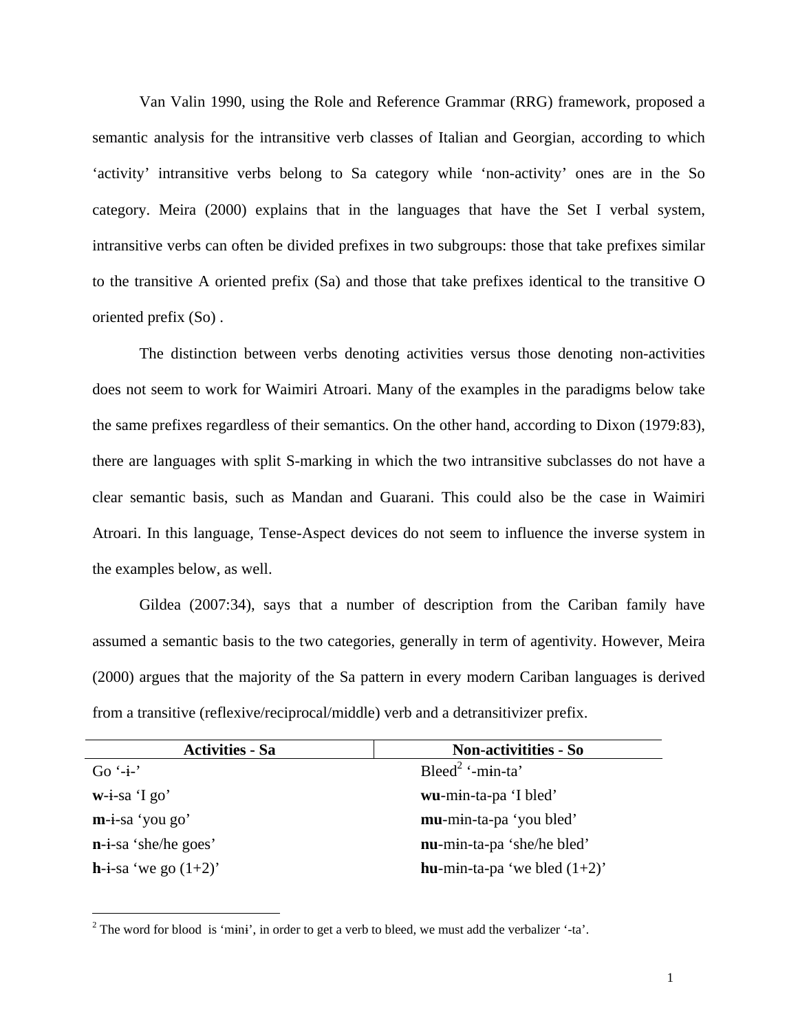Van Valin 1990, using the Role and Reference Grammar (RRG) framework, proposed a semantic analysis for the intransitive verb classes of Italian and Georgian, according to which 'activity' intransitive verbs belong to Sa category while 'non-activity' ones are in the So category. Meira (2000) explains that in the languages that have the Set I verbal system, intransitive verbs can often be divided prefixes in two subgroups: those that take prefixes similar to the transitive A oriented prefix (Sa) and those that take prefixes identical to the transitive O oriented prefix (So) .

The distinction between verbs denoting activities versus those denoting non-activities does not seem to work for Waimiri Atroari. Many of the examples in the paradigms below take the same prefixes regardless of their semantics. On the other hand, according to Dixon (1979:83), there are languages with split S-marking in which the two intransitive subclasses do not have a clear semantic basis, such as Mandan and Guarani. This could also be the case in Waimiri Atroari. In this language, Tense-Aspect devices do not seem to influence the inverse system in the examples below, as well.

Gildea (2007:34), says that a number of description from the Cariban family have assumed a semantic basis to the two categories, generally in term of agentivity. However, Meira (2000) argues that the majority of the Sa pattern in every modern Cariban languages is derived from a transitive (reflexive/reciprocal/middle) verb and a detransitivizer prefix.

| Activities - Sa | Non-activitities - So |
|---|---|
| Go '-ɨ-' | Bleed[2] '-mɨn-ta' |
| **w**-ɨ-sa 'I go' | **wu**-mɨn-ta-pa 'I bled' |
| **m**-ɨ-sa 'you go' | **mu**-mɨn-ta-pa 'you bled' |
| **n**-ɨ-sa 'she/he goes' | **nu**-mɨn-ta-pa 'she/he bled' |
| **h**-ɨ-sa 'we go (1+2)' | **hu**-mɨn-ta-pa 'we bled (1+2)' |

[2] The word for blood is 'mɨnɨ', in order to get a verb to bleed, we must add the verbalizer '-ta'.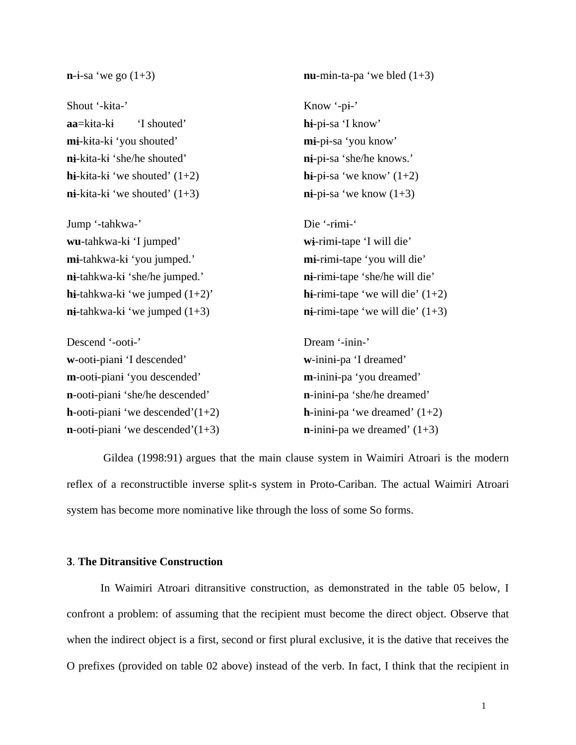**n**-ɨ-sa 'we go (1+3)

**nu**-mɨn-ta-pa 'we bled (1+3)

Shout '-kɨta-'
**aa**=kɨta-kɨ 'I shouted'
**mɨ**-kɨta-kɨ 'you shouted'
**nɨ**-kɨta-kɨ 'she/he shouted'
**hɨ**-kɨta-kɨ 'we shouted' (1+2)
**nɨ**-kɨta-kɨ 'we shouted' (1+3)

Know '-pɨ-'
**hɨ**-pɨ-sa 'I know'
**mɨ**-pɨ-sa 'you know'
**nɨ**-pɨ-sa 'she/he knows.'
**hɨ**-pɨ-sa 'we know' (1+2)
**nɨ**-pɨ-sa 'we know (1+3)

Jump '-tahkwa-'
**wu**-tahkwa-kɨ 'I jumped'
**mɨ**-tahkwa-kɨ 'you jumped.'
**nɨ**-tahkwa-kɨ 'she/he jumped.'
**hɨ**-tahkwa-kɨ 'we jumped (1+2)'
**nɨ**-tahkwa-kɨ 'we jumped (1+3)

Die '-rɨmɨ-'
**wɨ**-rɨmɨ-tape 'I will die'
**mɨ**-rɨmɨ-tape 'you will die'
**nɨ**-rɨmɨ-tape 'she/he will die'
**hɨ**-rɨmɨ-tape 'we will die' (1+2)
**nɨ**-rɨmɨ-tape 'we will die' (1+3)

Descend '-ootɨ-'
**w**-ootɨ-pianɨ 'I descended'
**m**-ootɨ-pianɨ 'you descended'
**n**-ootɨ-pianɨ 'she/he descended'
**h**-ootɨ-pianɨ 'we descended'(1+2)
**n**-ootɨ-pianɨ 'we descended'(1+3)

Dream '-inin-'
**w**-ininɨ-pa 'I dreamed'
**m**-ininɨ-pa 'you dreamed'
**n**-ininɨ-pa 'she/he dreamed'
**h**-ininɨ-pa 'we dreamed' (1+2)
**n**-ininɨ-pa we dreamed' (1+3)

Gildea (1998:91) argues that the main clause system in Waimiri Atroari is the modern reflex of a reconstructible inverse split-s system in Proto-Cariban. The actual Waimiri Atroari system has become more nominative like through the loss of some So forms.

## 3. The Ditransitive Construction

In Waimiri Atroari ditransitive construction, as demonstrated in the table 05 below, I confront a problem: of assuming that the recipient must become the direct object. Observe that when the indirect object is a first, second or first plural exclusive, it is the dative that receives the O prefixes (provided on table 02 above) instead of the verb. In fact, I think that the recipient in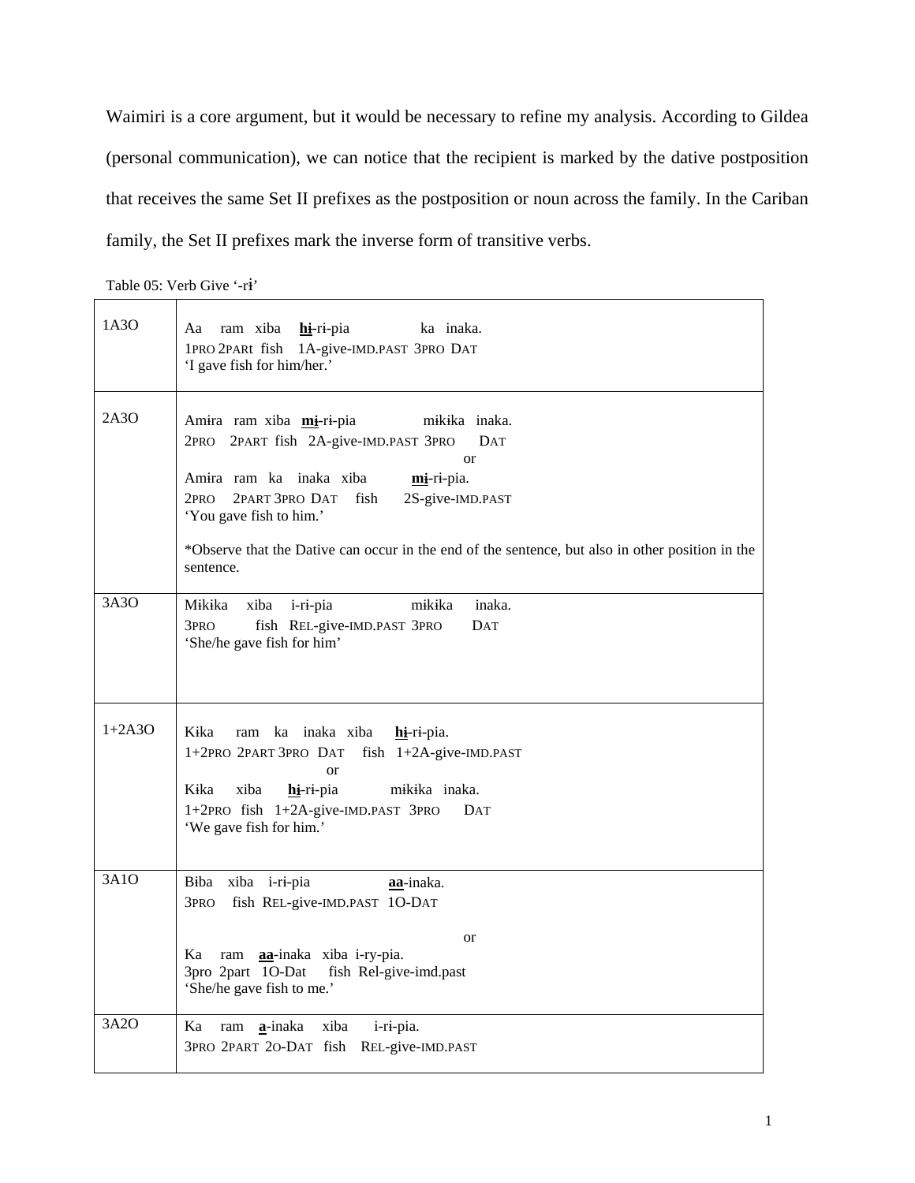Waimiri is a core argument, but it would be necessary to refine my analysis. According to Gildea (personal communication), we can notice that the recipient is marked by the dative postposition that receives the same Set II prefixes as the postposition or noun across the family. In the Cariban family, the Set II prefixes mark the inverse form of transitive verbs.

Table 05: Verb Give '-rɨ'

| | |
|---|---|
| 1A3O | Aa ram xiba **hɨ**-rɨ-pia ka inaka.<br>1PRO 2PARt fish 1A-give-IMD.PAST 3PRO DAT<br>'I gave fish for him/her.' |
| 2A3O | Amira ram xiba **mɨ**-rɨ-pia mɨkɨka inaka.<br>2PRO 2PART fish 2A-give-IMD.PAST 3PRO DAT<br>or<br>Amira ram ka inaka xiba **mɨ**-rɨ-pia.<br>2PRO 2PART 3PRO DAT fish 2S-give-IMD.PAST<br>'You gave fish to him.'<br><br>*Observe that the Dative can occur in the end of the sentence, but also in other position in the sentence. |
| 3A3O | Mɨkɨka xiba i-rɨ-pia mɨkɨka inaka.<br>3PRO fish REL-give-IMD.PAST 3PRO DAT<br>'She/he gave fish for him' |
| 1+2A3O | Kika ram ka inaka xiba **hɨ**-rɨ-pia.<br>1+2PRO 2PART 3PRO DAT fish 1+2A-give-IMD.PAST<br>or<br>Kika xiba **hɨ**-rɨ-pia mɨkɨka inaka.<br>1+2PRO fish 1+2A-give-IMD.PAST 3PRO DAT<br>'We gave fish for him.' |
| 3A1O | Bɨba xiba i-rɨ-pia **aa**-inaka.<br>3PRO fish REL-give-IMD.PAST 1O-DAT<br><br>or<br>Ka ram **aa**-inaka xiba i-ry-pia.<br>3pro 2part 1O-Dat fish Rel-give-imd.past<br>'She/he gave fish to me.' |
| 3A2O | Ka ram **a**-inaka xiba i-rɨ-pia.<br>3PRO 2PART 2O-DAT fish REL-give-IMD.PAST |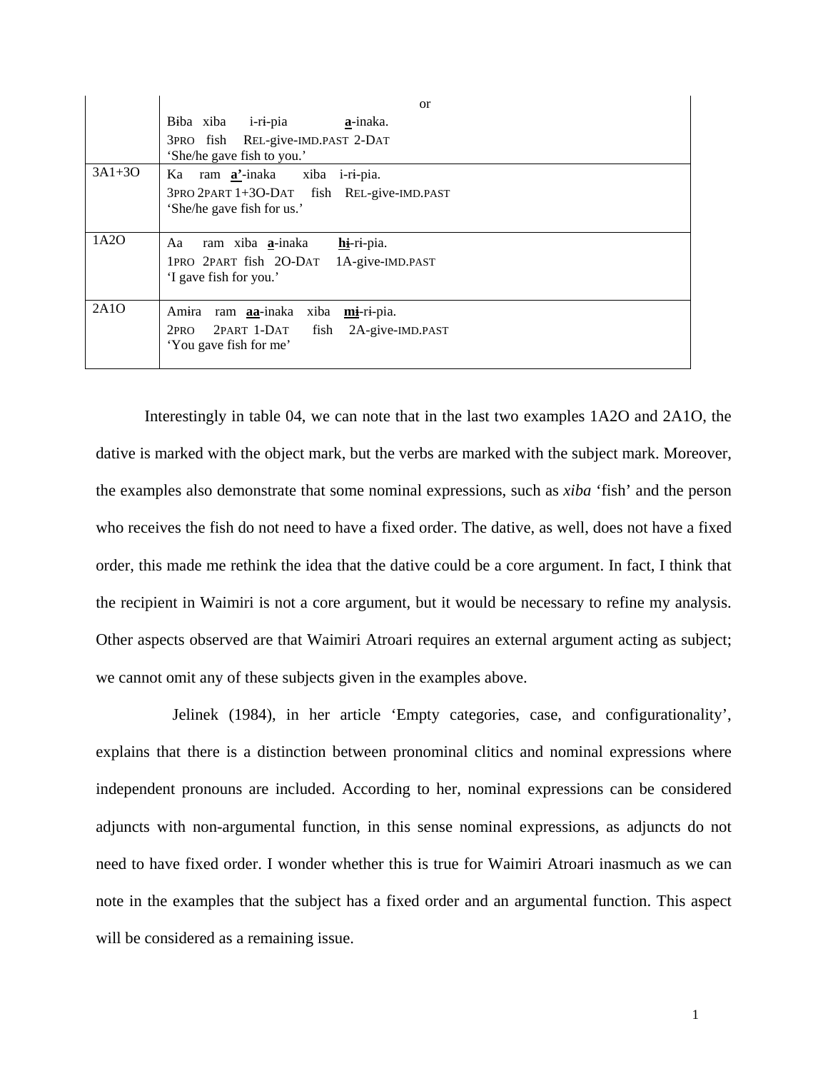| | |
|---|---|
| | or<br>Bɨba xiba i-rɨ-pia **a**-inaka.<br>3PRO fish REL-give-IMD.PAST 2-DAT<br>'She/he gave fish to you.' |
| 3A1+3O | Ka ram **a'**-inaka xiba i-rɨ-pia.<br>3PRO 2PART 1+3O-DAT fish REL-give-IMD.PAST<br>'She/he gave fish for us.' |
| 1A2O | Aa ram xiba **a**-inaka **hɨ**-rɨ-pia.<br>1PRO 2PART fish 2O-DAT 1A-give-IMD.PAST<br>'I gave fish for you.' |
| 2A1O | Amira ram **aa**-inaka xiba **mɨ**-rɨ-pia.<br>2PRO 2PART 1-DAT fish 2A-give-IMD.PAST<br>'You gave fish for me' |

Interestingly in table 04, we can note that in the last two examples 1A2O and 2A1O, the dative is marked with the object mark, but the verbs are marked with the subject mark. Moreover, the examples also demonstrate that some nominal expressions, such as *xiba* 'fish' and the person who receives the fish do not need to have a fixed order. The dative, as well, does not have a fixed order, this made me rethink the idea that the dative could be a core argument. In fact, I think that the recipient in Waimiri is not a core argument, but it would be necessary to refine my analysis. Other aspects observed are that Waimiri Atroari requires an external argument acting as subject; we cannot omit any of these subjects given in the examples above.

Jelinek (1984), in her article 'Empty categories, case, and configurationality', explains that there is a distinction between pronominal clitics and nominal expressions where independent pronouns are included. According to her, nominal expressions can be considered adjuncts with non-argumental function, in this sense nominal expressions, as adjuncts do not need to have fixed order. I wonder whether this is true for Waimiri Atroari inasmuch as we can note in the examples that the subject has a fixed order and an argumental function. This aspect will be considered as a remaining issue.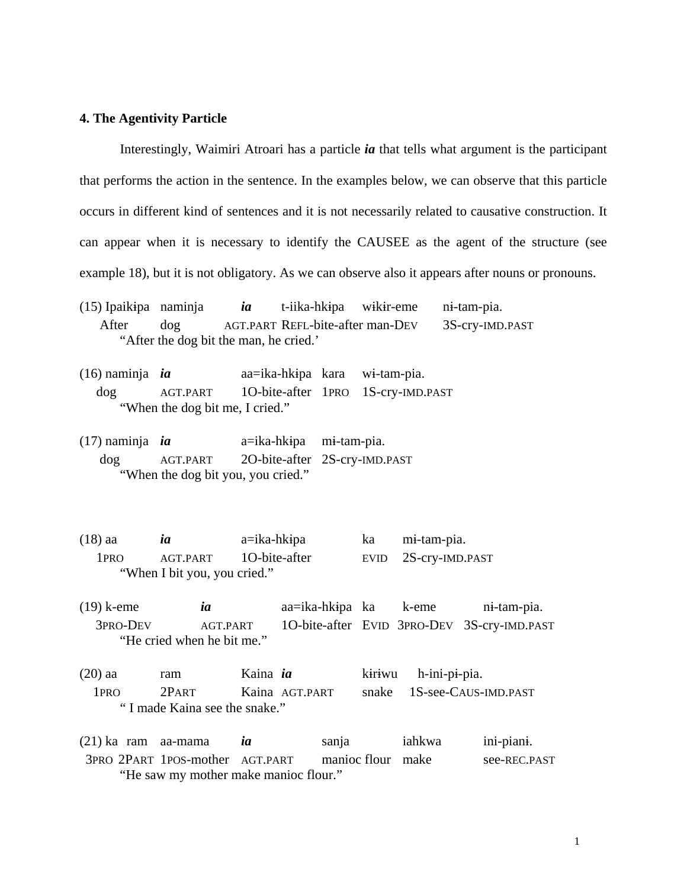### 4. The Agentivity Particle

Interestingly, Waimiri Atroari has a particle ***ia*** that tells what argument is the participant that performs the action in the sentence. In the examples below, we can observe that this particle occurs in different kind of sentences and it is not necessarily related to causative construction. It can appear when it is necessary to identify the CAUSEE as the agent of the structure (see example 18), but it is not obligatory. As we can observe also it appears after nouns or pronouns.

(15) Ipaikɨpa naminja ***ia*** t-iika-hkɨpa wɨkɨr-eme nɨ-tam-pia.
After dog AGT.PART REFL-bite-after man-DEV 3S-cry-IMD.PAST
"After the dog bit the man, he cried.'

(16) naminja ***ia*** aa=ika-hkɨpa kara wɨ-tam-pia.
dog AGT.PART 1O-bite-after 1PRO 1S-cry-IMD.PAST
"When the dog bit me, I cried."

(17) naminja ***ia*** a=ika-hkɨpa mɨ-tam-pia.
dog AGT.PART 2O-bite-after 2S-cry-IMD.PAST
"When the dog bit you, you cried."

(18) aa ***ia*** a=ika-hkɨpa ka mɨ-tam-pia.
1PRO AGT.PART 1O-bite-after EVID 2S-cry-IMD.PAST
"When I bit you, you cried."

(19) k-eme ***ia*** aa=ika-hkɨpa ka k-eme nɨ-tam-pia.
3PRO-DEV AGT.PART 1O-bite-after EVID 3PRO-DEV 3S-cry-IMD.PAST
"He cried when he bit me."

(20) aa ram Kaina ***ia*** kɨrɨwu h-ini-pɨ-pia.
1PRO 2PART Kaina AGT.PART snake 1S-see-CAUS-IMD.PAST
" I made Kaina see the snake."

(21) ka ram aa-mama ***ia*** sanja iahkwa ini-pianɨ.
3PRO 2PART 1POS-mother AGT.PART manioc flour make see-REC.PAST
"He saw my mother make manioc flour."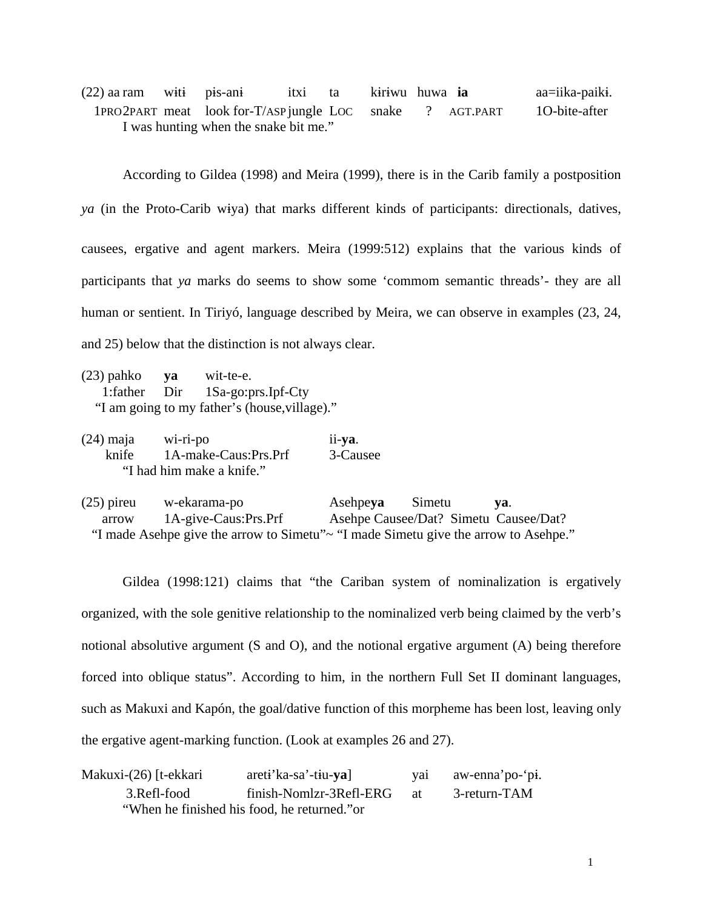(22) aa ram wɨtɨ pɨs-anɨ itxi ta kɨrɨwu huwa **ia** aa=iika-paikɨ.
1PRO2PART meat look for-T/ASP jungle LOC snake ? AGT.PART 1O-bite-after
I was hunting when the snake bit me."

According to Gildea (1998) and Meira (1999), there is in the Carib family a postposition *ya* (in the Proto-Carib wɨya) that marks different kinds of participants: directionals, datives, causees, ergative and agent markers. Meira (1999:512) explains that the various kinds of participants that *ya* marks do seems to show some 'commom semantic threads'- they are all human or sentient. In Tiriyó, language described by Meira, we can observe in examples (23, 24, and 25) below that the distinction is not always clear.

(23) pahko **ya** wit-te-e.
1:father Dir 1Sa-go:prs.Ipf-Cty
"I am going to my father's (house,village)."

(24) maja wi-ri-po ii-**ya**.
knife 1A-make-Caus:Prs.Prf 3-Causee
"I had him make a knife."

(25) pireu w-ekarama-po Asehpe**ya** Simetu **ya**.
arrow 1A-give-Caus:Prs.Prf Asehpe Causee/Dat? Simetu Causee/Dat?
"I made Asehpe give the arrow to Simetu"~ "I made Simetu give the arrow to Asehpe."

Gildea (1998:121) claims that "the Cariban system of nominalization is ergatively organized, with the sole genitive relationship to the nominalized verb being claimed by the verb's notional absolutive argument (S and O), and the notional ergative argument (A) being therefore forced into oblique status". According to him, in the northern Full Set II dominant languages, such as Makuxi and Kapón, the goal/dative function of this morpheme has been lost, leaving only the ergative agent-marking function. (Look at examples 26 and 27).

Makuxi-(26) [t-ekkari aretɨ'ka-sa'-tɨu-**ya**] yai aw-enna'po-'pɨ.
3.Refl-food finish-Nomlzr-3Refl-ERG at 3-return-TAM
"When he finished his food, he returned."or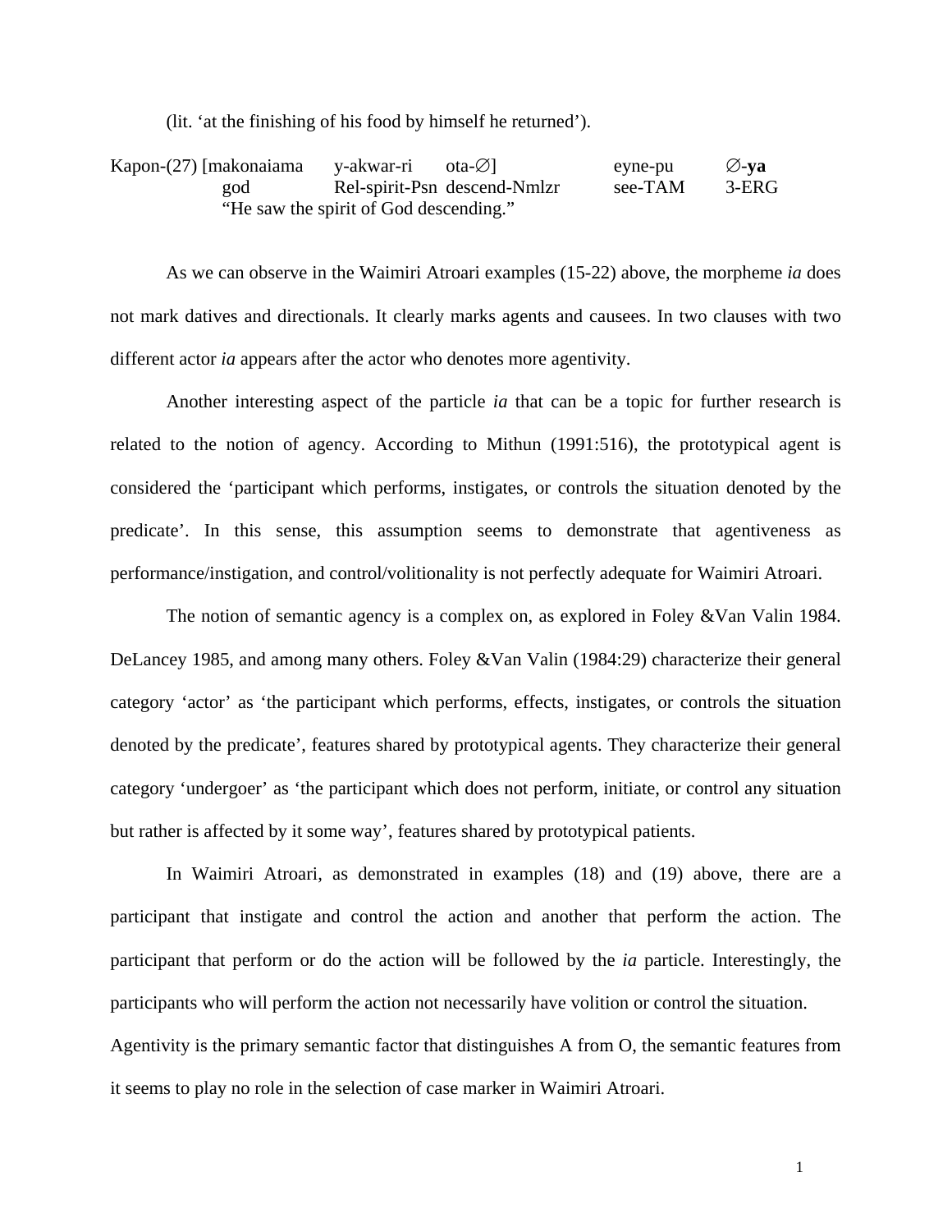(lit. 'at the finishing of his food by himself he returned').

```
Kapon-(27) [makonaiama   y-akwar-ri       ota-∅]            eyne-pu    ∅-ya
            god          Rel-spirit-Psn   descend-Nmlzr     see-TAM    3-ERG
            "He saw the spirit of God descending."
```

As we can observe in the Waimiri Atroari examples (15-22) above, the morpheme *ia* does not mark datives and directionals. It clearly marks agents and causees. In two clauses with two different actor *ia* appears after the actor who denotes more agentivity.

Another interesting aspect of the particle *ia* that can be a topic for further research is related to the notion of agency. According to Mithun (1991:516), the prototypical agent is considered the 'participant which performs, instigates, or controls the situation denoted by the predicate'. In this sense, this assumption seems to demonstrate that agentiveness as performance/instigation, and control/volitionality is not perfectly adequate for Waimiri Atroari.

The notion of semantic agency is a complex on, as explored in Foley &Van Valin 1984. DeLancey 1985, and among many others. Foley &Van Valin (1984:29) characterize their general category 'actor' as 'the participant which performs, effects, instigates, or controls the situation denoted by the predicate', features shared by prototypical agents. They characterize their general category 'undergoer' as 'the participant which does not perform, initiate, or control any situation but rather is affected by it some way', features shared by prototypical patients.

In Waimiri Atroari, as demonstrated in examples (18) and (19) above, there are a participant that instigate and control the action and another that perform the action. The participant that perform or do the action will be followed by the *ia* particle. Interestingly, the participants who will perform the action not necessarily have volition or control the situation. Agentivity is the primary semantic factor that distinguishes A from O, the semantic features from it seems to play no role in the selection of case marker in Waimiri Atroari.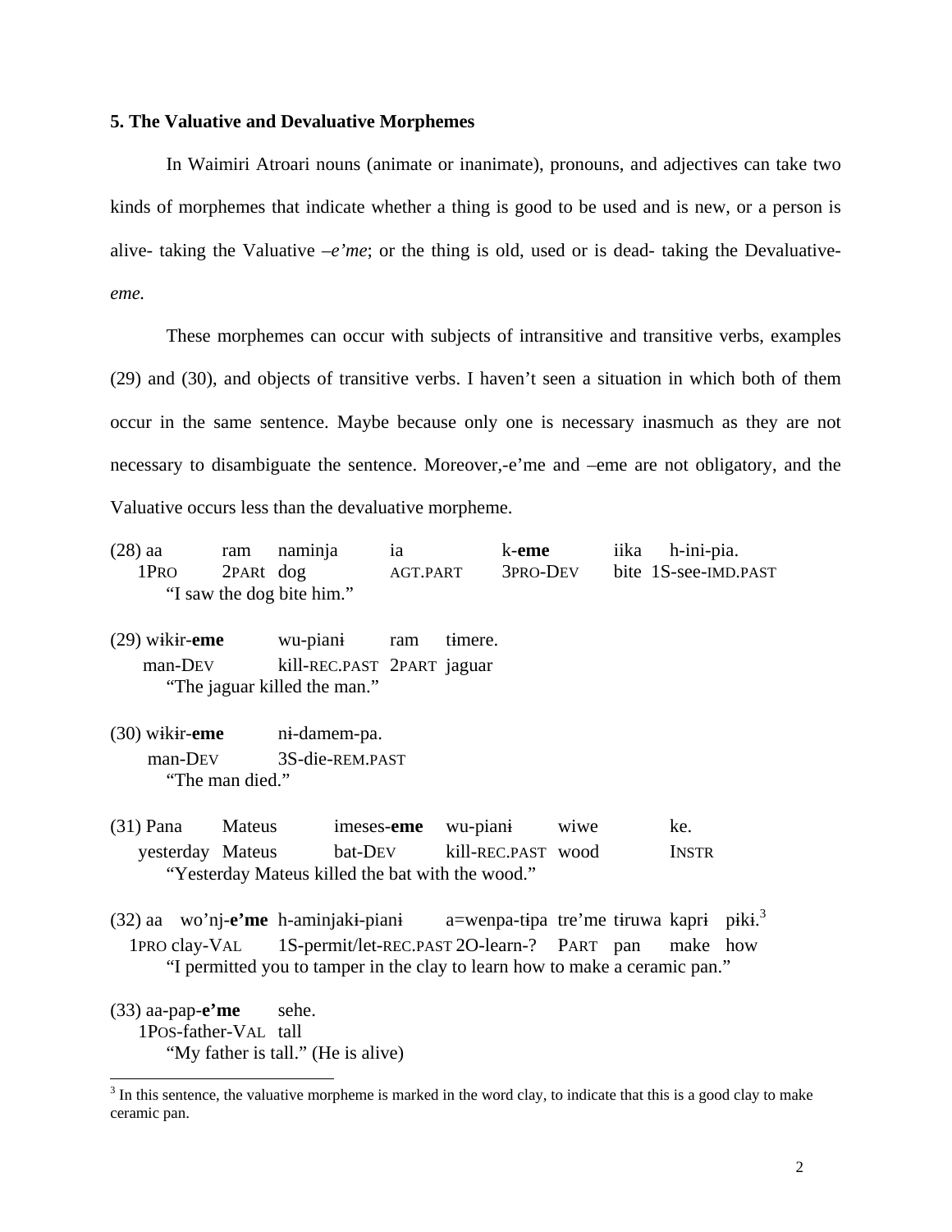### 5. The Valuative and Devaluative Morphemes

In Waimiri Atroari nouns (animate or inanimate), pronouns, and adjectives can take two kinds of morphemes that indicate whether a thing is good to be used and is new, or a person is alive- taking the Valuative *–e'me*; or the thing is old, used or is dead- taking the Devaluative-*eme.*

These morphemes can occur with subjects of intransitive and transitive verbs, examples (29) and (30), and objects of transitive verbs. I haven't seen a situation in which both of them occur in the same sentence. Maybe because only one is necessary inasmuch as they are not necessary to disambiguate the sentence. Moreover,-e'me and –eme are not obligatory, and the Valuative occurs less than the devaluative morpheme.

(28) aa ram naminja ia k-**eme** iika h-ini-pia.
1PRO 2PARt dog AGT.PART 3PRO-DEV bite 1S-see-IMD.PAST
"I saw the dog bite him."

(29) wɨkɨr-**eme** wu-pianɨ ram tɨmere.
man-DEV kill-REC.PAST 2PART jaguar
"The jaguar killed the man."

(30) wɨkɨr-**eme** nɨ-damem-pa.
man-DEV 3S-die-REM.PAST
"The man died."

(31) Pana Mateus imeses-**eme** wu-pianɨ wiwe ke.
yesterday Mateus bat-DEV kill-REC.PAST wood INSTR
"Yesterday Mateus killed the bat with the wood."

(32) aa wo'nj-**e'me** h-aminjakɨ-pianɨ a=wenpa-tɨpa tre'me tɨruwa kaprɨ pɨkɨ.[3]
1PRO clay-VAL 1S-permit/let-REC.PAST 2O-learn-? PART pan make how
"I permitted you to tamper in the clay to learn how to make a ceramic pan."

(33) aa-pap-**e'me** sehe.
1POS-father-VAL tall
"My father is tall." (He is alive)

---

[3] In this sentence, the valuative morpheme is marked in the word clay, to indicate that this is a good clay to make ceramic pan.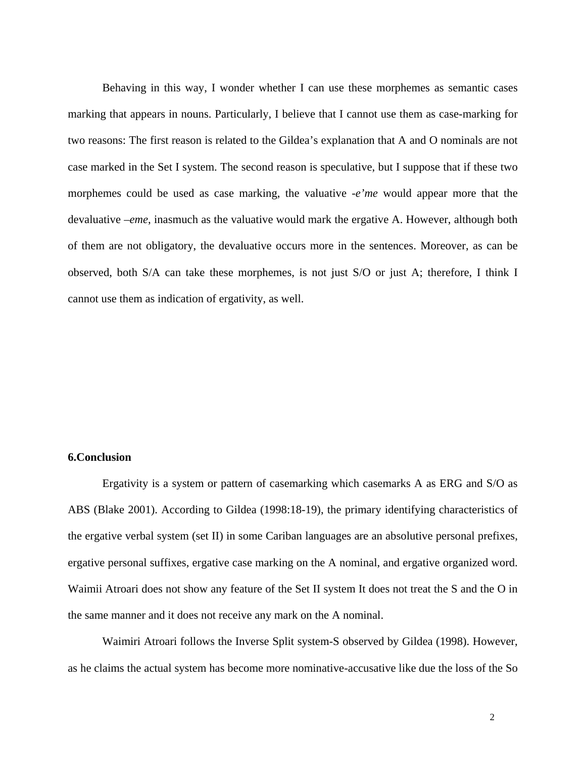Behaving in this way, I wonder whether I can use these morphemes as semantic cases marking that appears in nouns. Particularly, I believe that I cannot use them as case-marking for two reasons: The first reason is related to the Gildea's explanation that A and O nominals are not case marked in the Set I system. The second reason is speculative, but I suppose that if these two morphemes could be used as case marking, the valuative *-e'me* would appear more that the devaluative *–eme*, inasmuch as the valuative would mark the ergative A. However, although both of them are not obligatory, the devaluative occurs more in the sentences. Moreover, as can be observed, both S/A can take these morphemes, is not just S/O or just A; therefore, I think I cannot use them as indication of ergativity, as well.

### 6.Conclusion

Ergativity is a system or pattern of casemarking which casemarks A as ERG and S/O as ABS (Blake 2001). According to Gildea (1998:18-19), the primary identifying characteristics of the ergative verbal system (set II) in some Cariban languages are an absolutive personal prefixes, ergative personal suffixes, ergative case marking on the A nominal, and ergative organized word. Waimii Atroari does not show any feature of the Set II system It does not treat the S and the O in the same manner and it does not receive any mark on the A nominal.

Waimiri Atroari follows the Inverse Split system-S observed by Gildea (1998). However, as he claims the actual system has become more nominative-accusative like due the loss of the So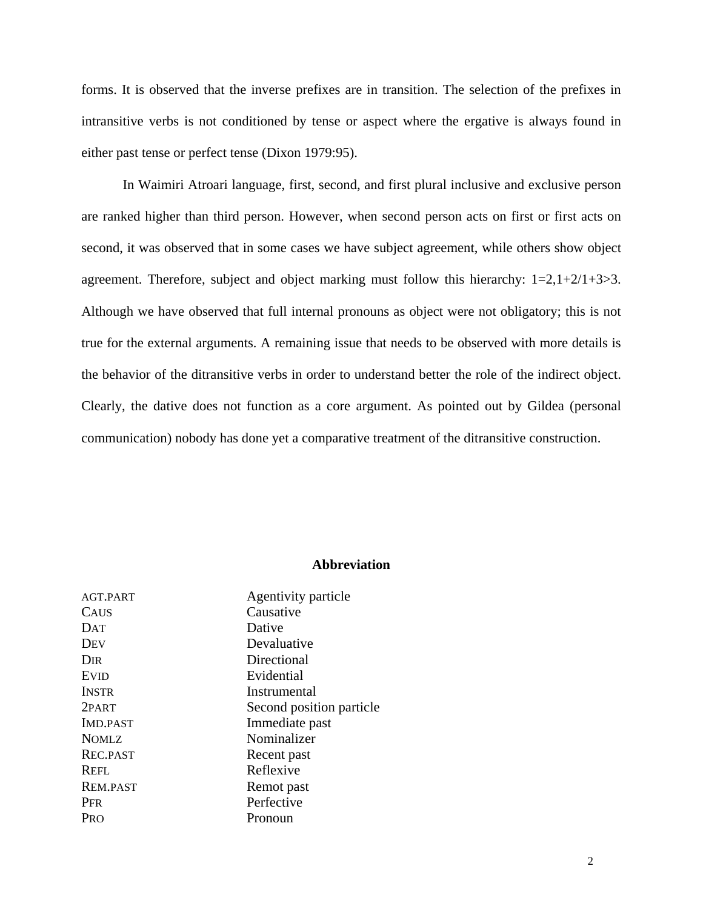forms. It is observed that the inverse prefixes are in transition. The selection of the prefixes in intransitive verbs is not conditioned by tense or aspect where the ergative is always found in either past tense or perfect tense (Dixon 1979:95).

In Waimiri Atroari language, first, second, and first plural inclusive and exclusive person are ranked higher than third person. However, when second person acts on first or first acts on second, it was observed that in some cases we have subject agreement, while others show object agreement. Therefore, subject and object marking must follow this hierarchy: 1=2,1+2/1+3>3. Although we have observed that full internal pronouns as object were not obligatory; this is not true for the external arguments. A remaining issue that needs to be observed with more details is the behavior of the ditransitive verbs in order to understand better the role of the indirect object. Clearly, the dative does not function as a core argument. As pointed out by Gildea (personal communication) nobody has done yet a comparative treatment of the ditransitive construction.

## Abbreviation

| | |
|---|---|
| AGT.PART | Agentivity particle |
| CAUS | Causative |
| DAT | Dative |
| DEV | Devaluative |
| DIR | Directional |
| EVID | Evidential |
| INSTR | Instrumental |
| 2PART | Second position particle |
| IMD.PAST | Immediate past |
| NOMLZ | Nominalizer |
| REC.PAST | Recent past |
| REFL | Reflexive |
| REM.PAST | Remot past |
| PFR | Perfective |
| PRO | Pronoun |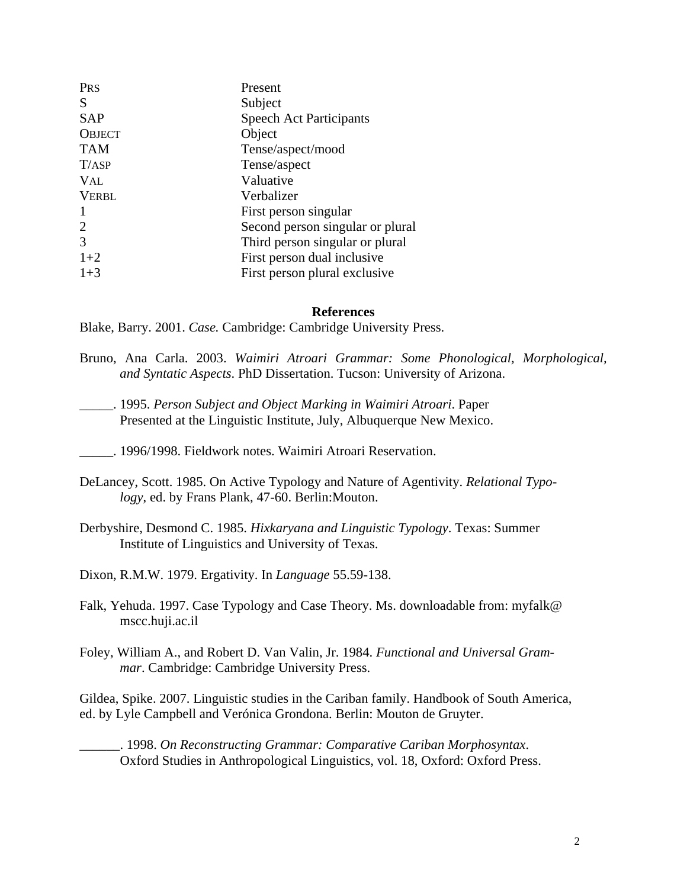| | |
|---|---|
| PRS | Present |
| S | Subject |
| SAP | Speech Act Participants |
| OBJECT | Object |
| TAM | Tense/aspect/mood |
| T/ASP | Tense/aspect |
| VAL | Valuative |
| VERBL | Verbalizer |
| 1 | First person singular |
| 2 | Second person singular or plural |
| 3 | Third person singular or plural |
| 1+2 | First person dual inclusive |
| 1+3 | First person plural exclusive |

**References**

Blake, Barry. 2001. *Case.* Cambridge: Cambridge University Press.

Bruno, Ana Carla. 2003. *Waimiri Atroari Grammar: Some Phonological, Morphological, and Syntatic Aspects*. PhD Dissertation. Tucson: University of Arizona.

_____. 1995. *Person Subject and Object Marking in Waimiri Atroari*. Paper Presented at the Linguistic Institute, July, Albuquerque New Mexico.

_____. 1996/1998. Fieldwork notes. Waimiri Atroari Reservation.

DeLancey, Scott. 1985. On Active Typology and Nature of Agentivity. *Relational Typology*, ed. by Frans Plank, 47-60. Berlin:Mouton.

Derbyshire, Desmond C. 1985. *Hixkaryana and Linguistic Typology*. Texas: Summer Institute of Linguistics and University of Texas.

Dixon, R.M.W. 1979. Ergativity. In *Language* 55.59-138.

Falk, Yehuda. 1997. Case Typology and Case Theory. Ms. downloadable from: myfalk@ mscc.huji.ac.il

Foley, William A., and Robert D. Van Valin, Jr. 1984. *Functional and Universal Grammar*. Cambridge: Cambridge University Press.

Gildea, Spike. 2007. Linguistic studies in the Cariban family. Handbook of South America, ed. by Lyle Campbell and Verónica Grondona. Berlin: Mouton de Gruyter.

______. 1998. *On Reconstructing Grammar: Comparative Cariban Morphosyntax*. Oxford Studies in Anthropological Linguistics, vol. 18, Oxford: Oxford Press.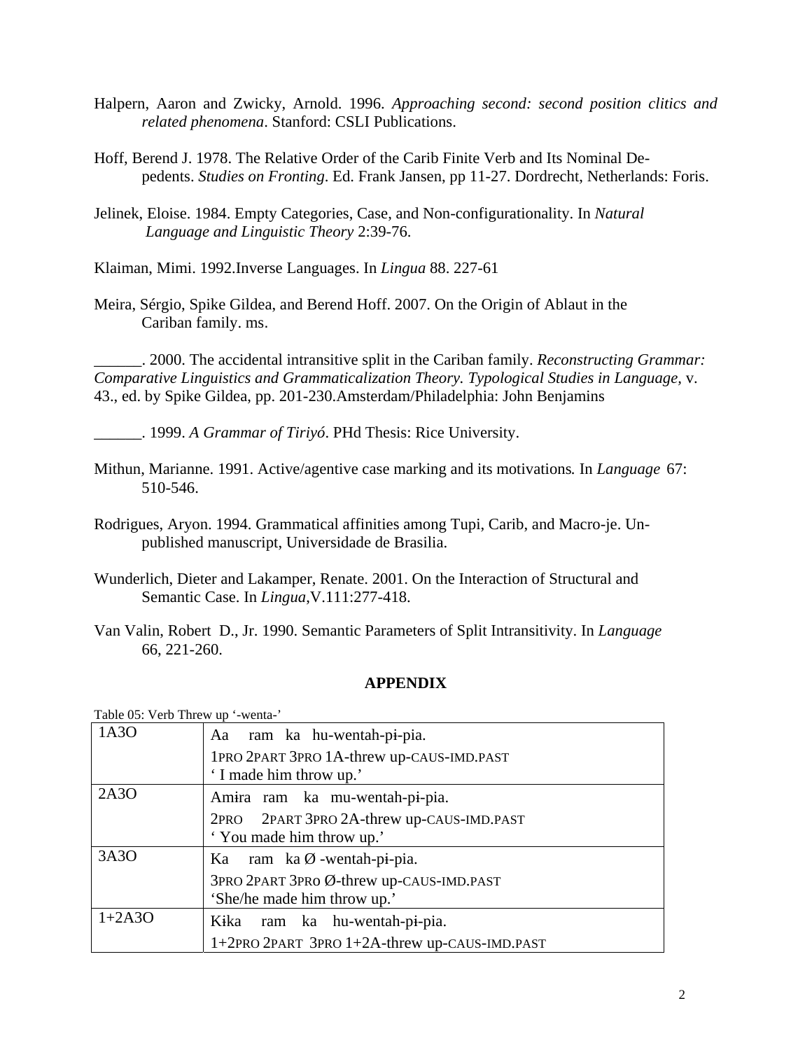Halpern, Aaron and Zwicky, Arnold. 1996. *Approaching second: second position clitics and related phenomena*. Stanford: CSLI Publications.

Hoff, Berend J. 1978. The Relative Order of the Carib Finite Verb and Its Nominal Dependents. *Studies on Fronting*. Ed. Frank Jansen, pp 11-27. Dordrecht, Netherlands: Foris.

Jelinek, Eloise. 1984. Empty Categories, Case, and Non-configurationality. In *Natural Language and Linguistic Theory* 2:39-76.

Klaiman, Mimi. 1992.Inverse Languages. In *Lingua* 88. 227-61

Meira, Sérgio, Spike Gildea, and Berend Hoff. 2007. On the Origin of Ablaut in the Cariban family. ms.

______. 2000. The accidental intransitive split in the Cariban family. *Reconstructing Grammar: Comparative Linguistics and Grammaticalization Theory. Typological Studies in Language,* v. 43., ed. by Spike Gildea, pp. 201-230.Amsterdam/Philadelphia: John Benjamins

______. 1999. *A Grammar of Tiriyó*. PHd Thesis: Rice University.

Mithun, Marianne. 1991. Active/agentive case marking and its motivations. In *Language* 67: 510-546.

Rodrigues, Aryon. 1994. Grammatical affinities among Tupi, Carib, and Macro-je. Unpublished manuscript, Universidade de Brasilia.

Wunderlich, Dieter and Lakamper, Renate. 2001. On the Interaction of Structural and Semantic Case. In *Lingua*,V.111:277-418.

Van Valin, Robert D., Jr. 1990. Semantic Parameters of Split Intransitivity. In *Language* 66, 221-260.

## APPENDIX

Table 05: Verb Threw up '-wenta-'

| | |
|---|---|
| 1A3O | Aa ram ka hu-wentah-pɨ-pia.<br>1PRO 2PART 3PRO 1A-threw up-CAUS-IMD.PAST<br>' I made him throw up.' |
| 2A3O | Amɨra ram ka mu-wentah-pɨ-pia.<br>2PRO 2PART 3PRO 2A-threw up-CAUS-IMD.PAST<br>' You made him throw up.' |
| 3A3O | Ka ram ka Ø -wentah-pɨ-pia.<br>3PRO 2PART 3PRO Ø-threw up-CAUS-IMD.PAST<br>'She/he made him throw up.' |
| 1+2A3O | Kɨka ram ka hu-wentah-pɨ-pia.<br>1+2PRO 2PART 3PRO 1+2A-threw up-CAUS-IMD.PAST |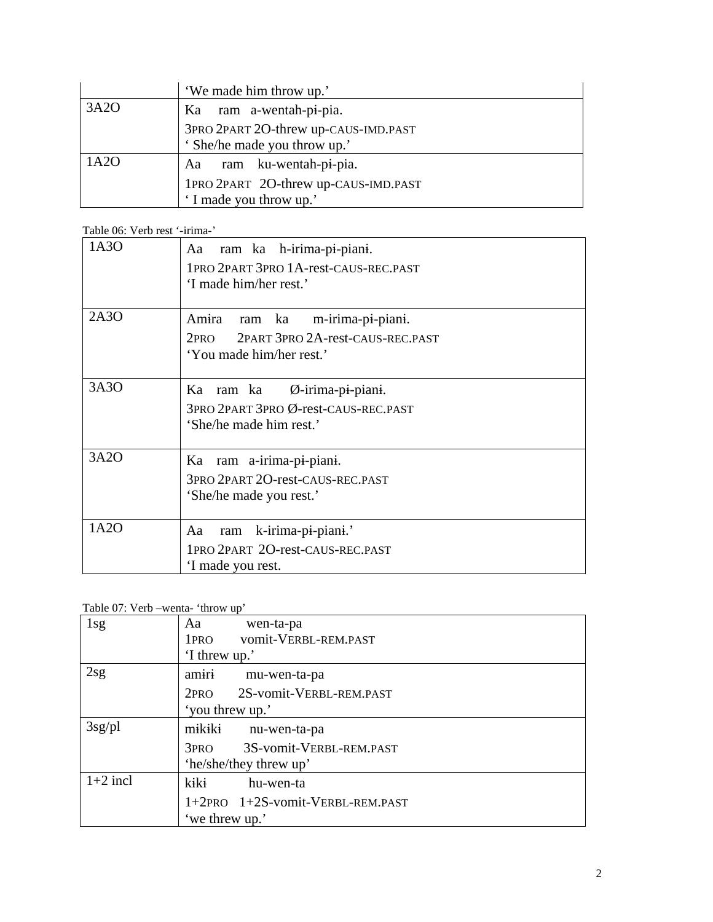| | |
|---|---|
| | 'We made him throw up.' |
| 3A2O | Ka ram a-wentah-pɨ-pia.<br>3PRO 2PART 2O-threw up-CAUS-IMD.PAST<br>' She/he made you throw up.' |
| 1A2O | Aa ram ku-wentah-pɨ-pia.<br>1PRO 2PART 2O-threw up-CAUS-IMD.PAST<br>' I made you throw up.' |

Table 06: Verb rest '-irima-'

| | |
|---|---|
| 1A3O | Aa ram ka h-irima-pɨ-pianɨ.<br>1PRO 2PART 3PRO 1A-rest-CAUS-REC.PAST<br>'I made him/her rest.' |
| 2A3O | Amɨra ram ka m-irima-pɨ-pianɨ.<br>2PRO 2PART 3PRO 2A-rest-CAUS-REC.PAST<br>'You made him/her rest.' |
| 3A3O | Ka ram ka Ø-irima-pɨ-pianɨ.<br>3PRO 2PART 3PRO Ø-rest-CAUS-REC.PAST<br>'She/he made him rest.' |
| 3A2O | Ka ram a-irima-pɨ-pianɨ.<br>3PRO 2PART 2O-rest-CAUS-REC.PAST<br>'She/he made you rest.' |
| 1A2O | Aa ram k-irima-pɨ-pianɨ.'<br>1PRO 2PART 2O-rest-CAUS-REC.PAST<br>'I made you rest. |

Table 07: Verb –wenta- 'throw up'

| | |
|---|---|
| 1sg | Aa wen-ta-pa<br>1PRO vomit-VERBL-REM.PAST<br>'I threw up.' |
| 2sg | amɨrɨ mu-wen-ta-pa<br>2PRO 2S-vomit-VERBL-REM.PAST<br>'you threw up.' |
| 3sg/pl | mɨkɨkɨ nu-wen-ta-pa<br>3PRO 3S-vomit-VERBL-REM.PAST<br>'he/she/they threw up' |
| 1+2 incl | kɨkɨ hu-wen-ta<br>1+2PRO 1+2S-vomit-VERBL-REM.PAST<br>'we threw up.' |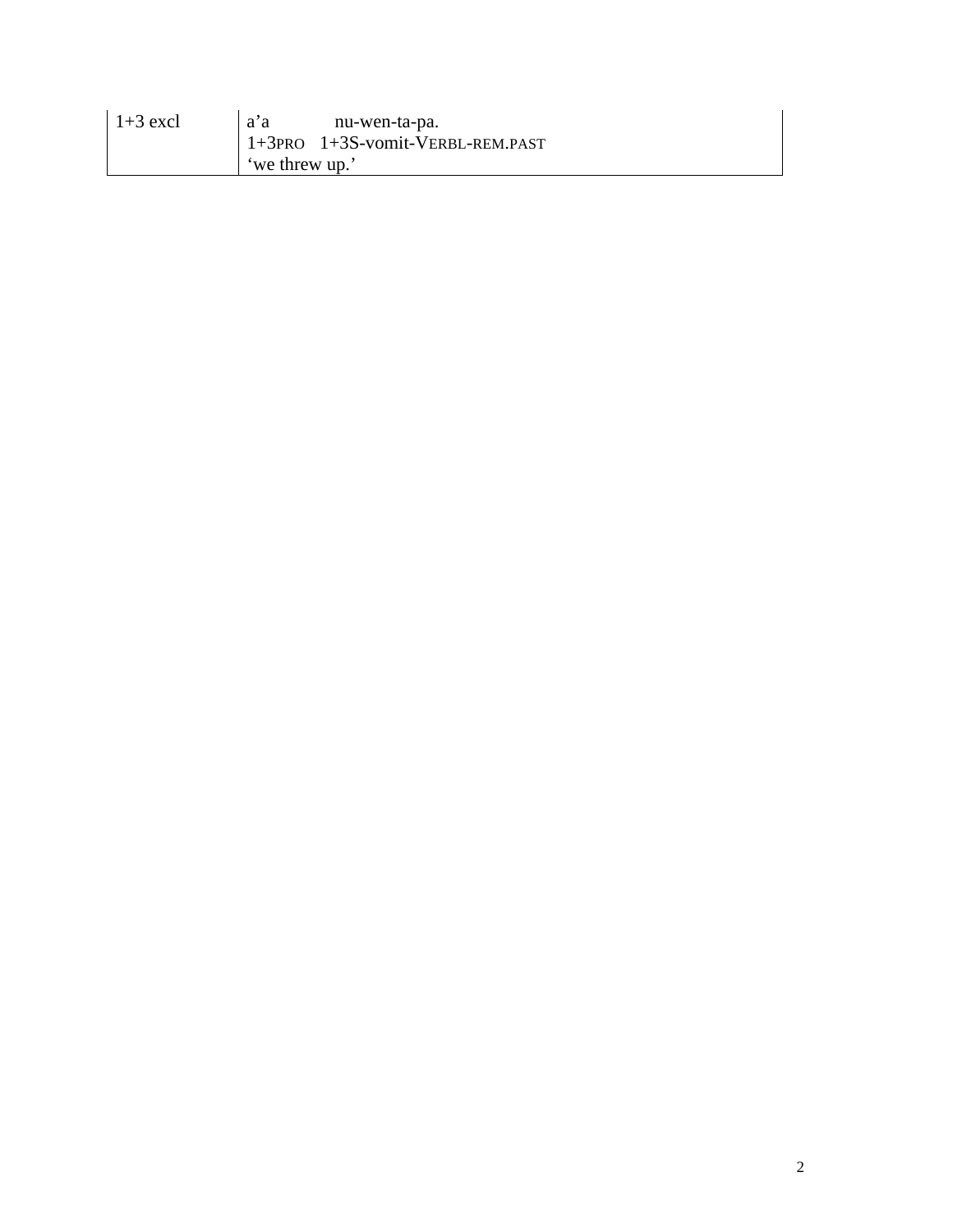| | |
|---|---|
| 1+3 excl | a'a nu-wen-ta-pa.<br>1+3PRO 1+3S-vomit-VERBL-REM.PAST<br>'we threw up.' |